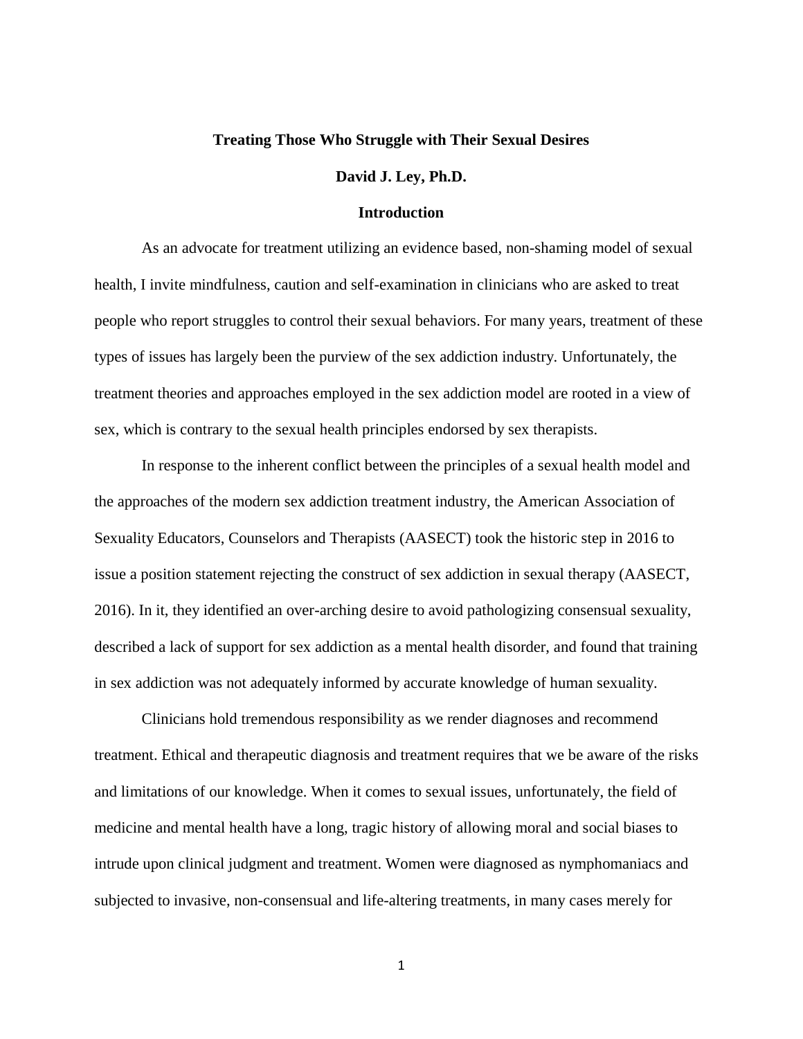# Treating Those Who Struggle with Their Sexual Desires

**David J. Ley, Ph.D.**

## Introduction

As an advocate for treatment utilizing an evidence based, non-shaming model of sexual health, I invite mindfulness, caution and self-examination in clinicians who are asked to treat people who report struggles to control their sexual behaviors. For many years, treatment of these types of issues has largely been the purview of the sex addiction industry. Unfortunately, the treatment theories and approaches employed in the sex addiction model are rooted in a view of sex, which is contrary to the sexual health principles endorsed by sex therapists.

In response to the inherent conflict between the principles of a sexual health model and the approaches of the modern sex addiction treatment industry, the American Association of Sexuality Educators, Counselors and Therapists (AASECT) took the historic step in 2016 to issue a position statement rejecting the construct of sex addiction in sexual therapy (AASECT, 2016). In it, they identified an over-arching desire to avoid pathologizing consensual sexuality, described a lack of support for sex addiction as a mental health disorder, and found that training in sex addiction was not adequately informed by accurate knowledge of human sexuality.

Clinicians hold tremendous responsibility as we render diagnoses and recommend treatment. Ethical and therapeutic diagnosis and treatment requires that we be aware of the risks and limitations of our knowledge. When it comes to sexual issues, unfortunately, the field of medicine and mental health have a long, tragic history of allowing moral and social biases to intrude upon clinical judgment and treatment. Women were diagnosed as nymphomaniacs and subjected to invasive, non-consensual and life-altering treatments, in many cases merely for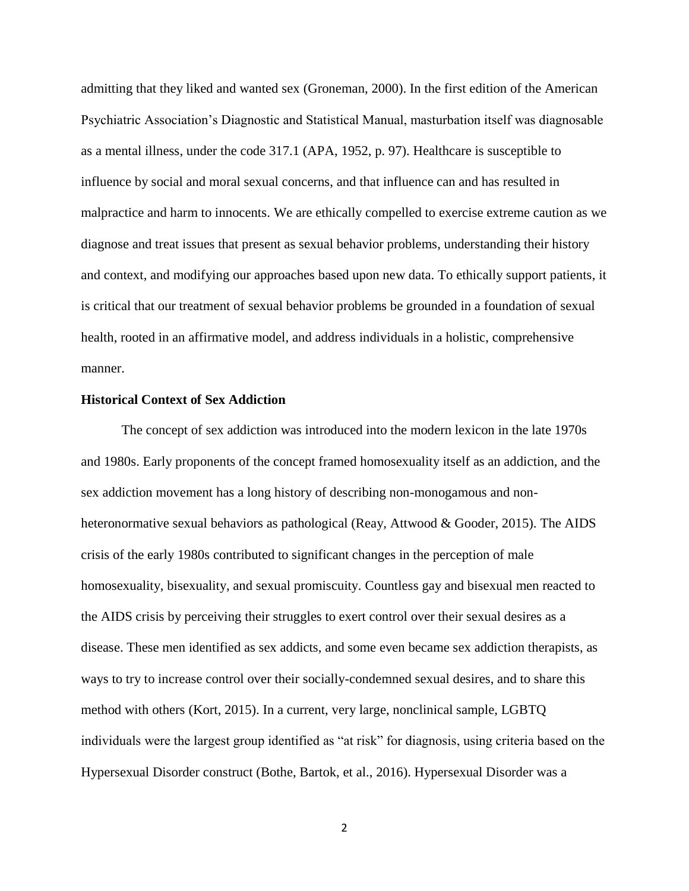admitting that they liked and wanted sex (Groneman, 2000). In the first edition of the American Psychiatric Association's Diagnostic and Statistical Manual, masturbation itself was diagnosable as a mental illness, under the code 317.1 (APA, 1952, p. 97). Healthcare is susceptible to influence by social and moral sexual concerns, and that influence can and has resulted in malpractice and harm to innocents. We are ethically compelled to exercise extreme caution as we diagnose and treat issues that present as sexual behavior problems, understanding their history and context, and modifying our approaches based upon new data. To ethically support patients, it is critical that our treatment of sexual behavior problems be grounded in a foundation of sexual health, rooted in an affirmative model, and address individuals in a holistic, comprehensive manner.

**Historical Context of Sex Addiction**

The concept of sex addiction was introduced into the modern lexicon in the late 1970s and 1980s. Early proponents of the concept framed homosexuality itself as an addiction, and the sex addiction movement has a long history of describing non-monogamous and non-heteronormative sexual behaviors as pathological (Reay, Attwood & Gooder, 2015). The AIDS crisis of the early 1980s contributed to significant changes in the perception of male homosexuality, bisexuality, and sexual promiscuity. Countless gay and bisexual men reacted to the AIDS crisis by perceiving their struggles to exert control over their sexual desires as a disease. These men identified as sex addicts, and some even became sex addiction therapists, as ways to try to increase control over their socially-condemned sexual desires, and to share this method with others (Kort, 2015). In a current, very large, nonclinical sample, LGBTQ individuals were the largest group identified as "at risk" for diagnosis, using criteria based on the Hypersexual Disorder construct (Bothe, Bartok, et al., 2016). Hypersexual Disorder was a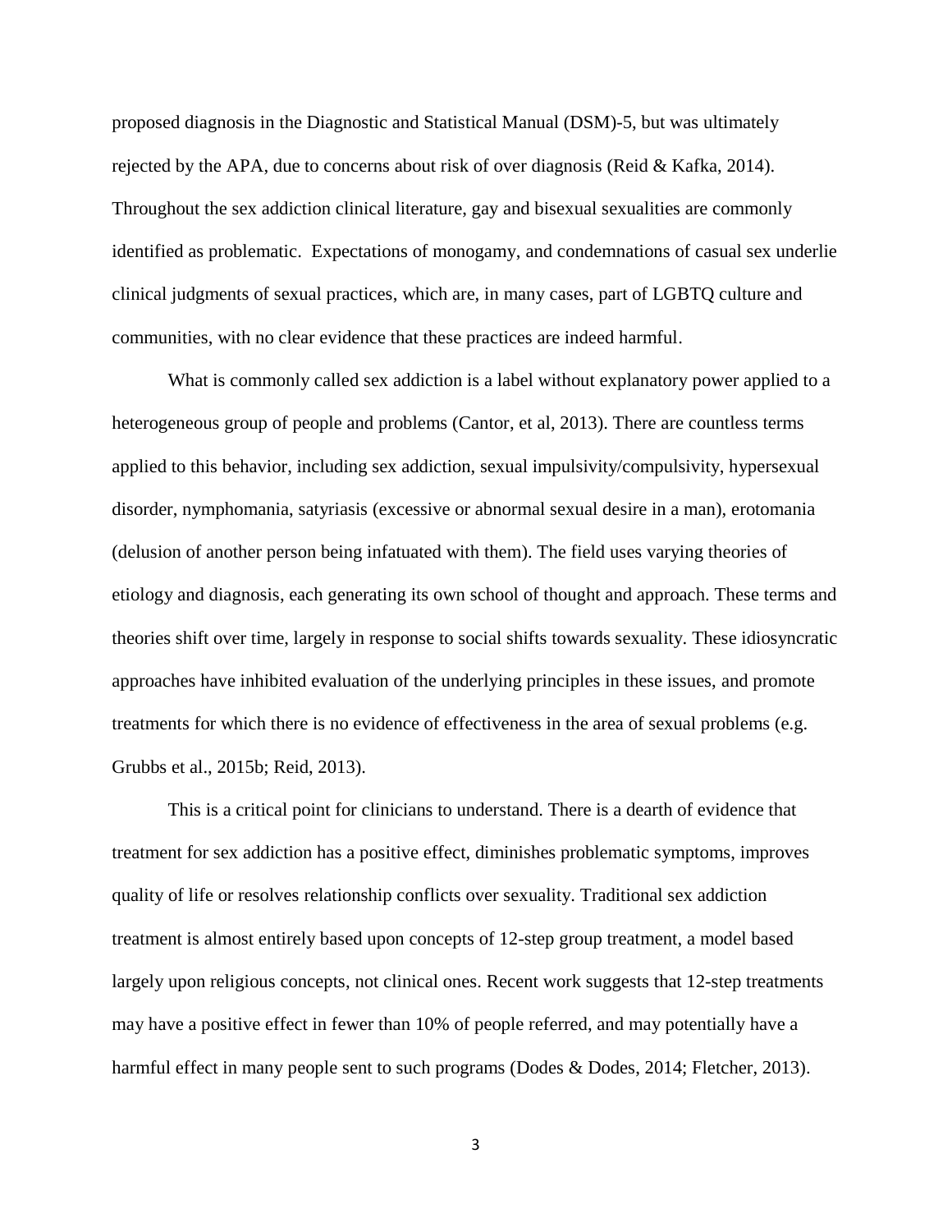proposed diagnosis in the Diagnostic and Statistical Manual (DSM)-5, but was ultimately rejected by the APA, due to concerns about risk of over diagnosis (Reid & Kafka, 2014). Throughout the sex addiction clinical literature, gay and bisexual sexualities are commonly identified as problematic. Expectations of monogamy, and condemnations of casual sex underlie clinical judgments of sexual practices, which are, in many cases, part of LGBTQ culture and communities, with no clear evidence that these practices are indeed harmful.

What is commonly called sex addiction is a label without explanatory power applied to a heterogeneous group of people and problems (Cantor, et al, 2013). There are countless terms applied to this behavior, including sex addiction, sexual impulsivity/compulsivity, hypersexual disorder, nymphomania, satyriasis (excessive or abnormal sexual desire in a man), erotomania (delusion of another person being infatuated with them). The field uses varying theories of etiology and diagnosis, each generating its own school of thought and approach. These terms and theories shift over time, largely in response to social shifts towards sexuality. These idiosyncratic approaches have inhibited evaluation of the underlying principles in these issues, and promote treatments for which there is no evidence of effectiveness in the area of sexual problems (e.g. Grubbs et al., 2015b; Reid, 2013).

This is a critical point for clinicians to understand. There is a dearth of evidence that treatment for sex addiction has a positive effect, diminishes problematic symptoms, improves quality of life or resolves relationship conflicts over sexuality. Traditional sex addiction treatment is almost entirely based upon concepts of 12-step group treatment, a model based largely upon religious concepts, not clinical ones. Recent work suggests that 12-step treatments may have a positive effect in fewer than 10% of people referred, and may potentially have a harmful effect in many people sent to such programs (Dodes & Dodes, 2014; Fletcher, 2013).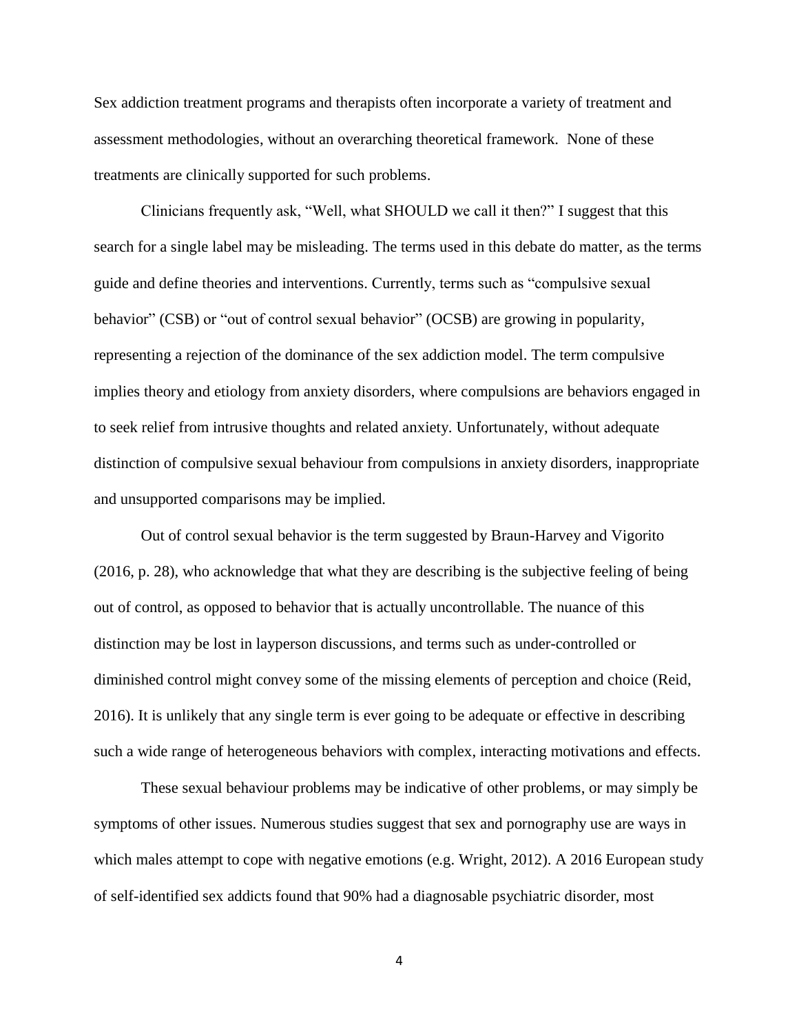Sex addiction treatment programs and therapists often incorporate a variety of treatment and assessment methodologies, without an overarching theoretical framework. None of these treatments are clinically supported for such problems.

Clinicians frequently ask, "Well, what SHOULD we call it then?" I suggest that this search for a single label may be misleading. The terms used in this debate do matter, as the terms guide and define theories and interventions. Currently, terms such as "compulsive sexual behavior" (CSB) or "out of control sexual behavior" (OCSB) are growing in popularity, representing a rejection of the dominance of the sex addiction model. The term compulsive implies theory and etiology from anxiety disorders, where compulsions are behaviors engaged in to seek relief from intrusive thoughts and related anxiety. Unfortunately, without adequate distinction of compulsive sexual behaviour from compulsions in anxiety disorders, inappropriate and unsupported comparisons may be implied.

Out of control sexual behavior is the term suggested by Braun-Harvey and Vigorito (2016, p. 28), who acknowledge that what they are describing is the subjective feeling of being out of control, as opposed to behavior that is actually uncontrollable. The nuance of this distinction may be lost in layperson discussions, and terms such as under-controlled or diminished control might convey some of the missing elements of perception and choice (Reid, 2016). It is unlikely that any single term is ever going to be adequate or effective in describing such a wide range of heterogeneous behaviors with complex, interacting motivations and effects.

These sexual behaviour problems may be indicative of other problems, or may simply be symptoms of other issues. Numerous studies suggest that sex and pornography use are ways in which males attempt to cope with negative emotions (e.g. Wright, 2012). A 2016 European study of self-identified sex addicts found that 90% had a diagnosable psychiatric disorder, most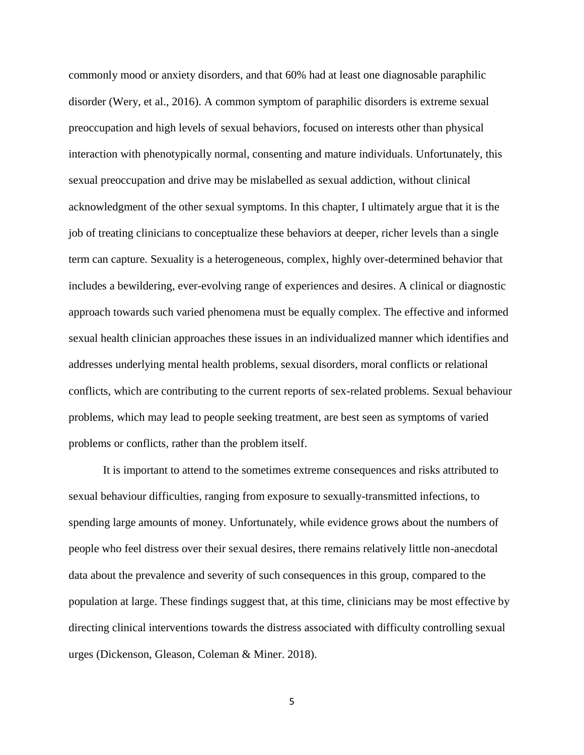commonly mood or anxiety disorders, and that 60% had at least one diagnosable paraphilic disorder (Wery, et al., 2016). A common symptom of paraphilic disorders is extreme sexual preoccupation and high levels of sexual behaviors, focused on interests other than physical interaction with phenotypically normal, consenting and mature individuals. Unfortunately, this sexual preoccupation and drive may be mislabelled as sexual addiction, without clinical acknowledgment of the other sexual symptoms. In this chapter, I ultimately argue that it is the job of treating clinicians to conceptualize these behaviors at deeper, richer levels than a single term can capture. Sexuality is a heterogeneous, complex, highly over-determined behavior that includes a bewildering, ever-evolving range of experiences and desires. A clinical or diagnostic approach towards such varied phenomena must be equally complex. The effective and informed sexual health clinician approaches these issues in an individualized manner which identifies and addresses underlying mental health problems, sexual disorders, moral conflicts or relational conflicts, which are contributing to the current reports of sex-related problems. Sexual behaviour problems, which may lead to people seeking treatment, are best seen as symptoms of varied problems or conflicts, rather than the problem itself.

It is important to attend to the sometimes extreme consequences and risks attributed to sexual behaviour difficulties, ranging from exposure to sexually-transmitted infections, to spending large amounts of money. Unfortunately, while evidence grows about the numbers of people who feel distress over their sexual desires, there remains relatively little non-anecdotal data about the prevalence and severity of such consequences in this group, compared to the population at large. These findings suggest that, at this time, clinicians may be most effective by directing clinical interventions towards the distress associated with difficulty controlling sexual urges (Dickenson, Gleason, Coleman & Miner. 2018).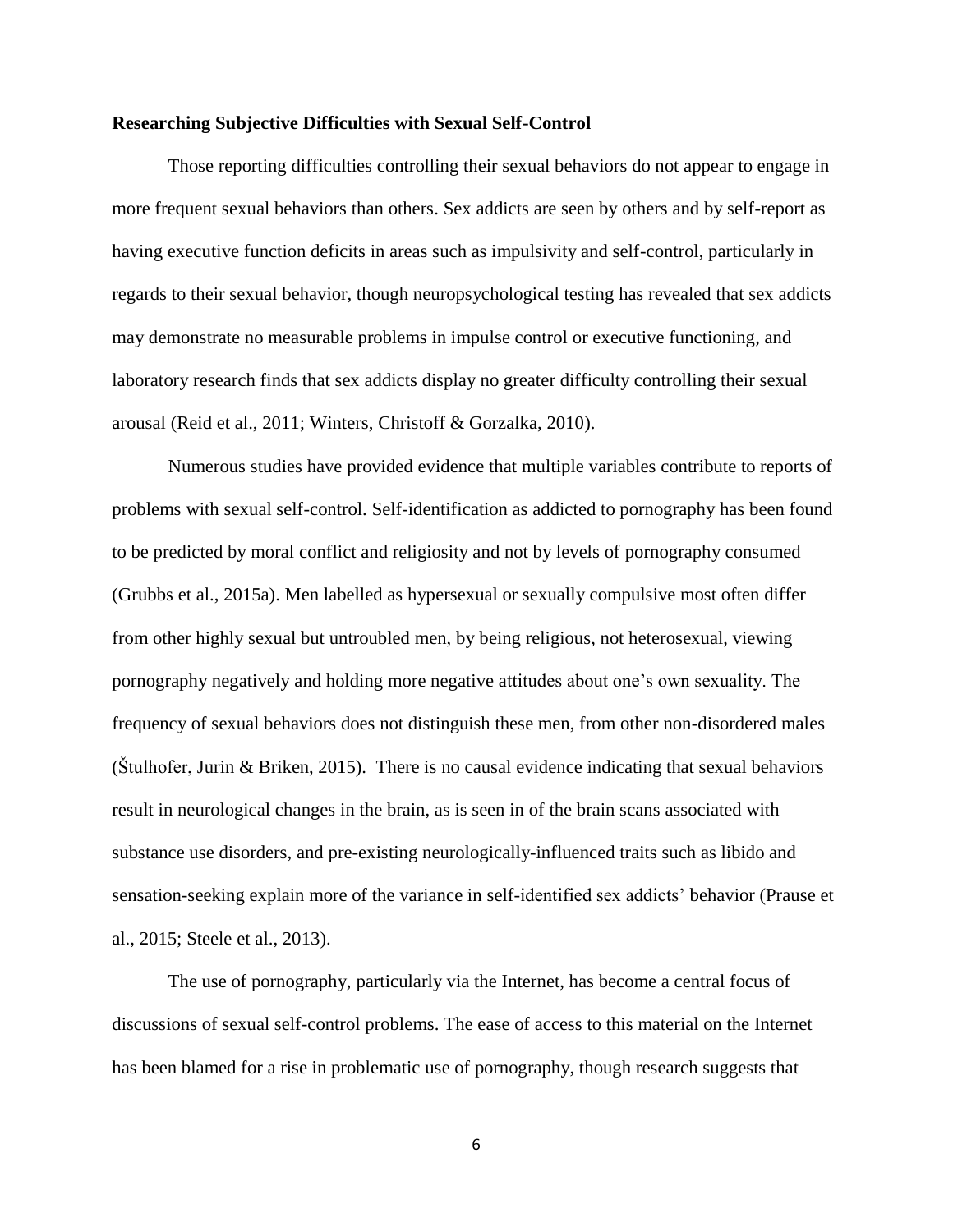**Researching Subjective Difficulties with Sexual Self-Control**

Those reporting difficulties controlling their sexual behaviors do not appear to engage in more frequent sexual behaviors than others. Sex addicts are seen by others and by self-report as having executive function deficits in areas such as impulsivity and self-control, particularly in regards to their sexual behavior, though neuropsychological testing has revealed that sex addicts may demonstrate no measurable problems in impulse control or executive functioning, and laboratory research finds that sex addicts display no greater difficulty controlling their sexual arousal (Reid et al., 2011; Winters, Christoff & Gorzalka, 2010).

Numerous studies have provided evidence that multiple variables contribute to reports of problems with sexual self-control. Self-identification as addicted to pornography has been found to be predicted by moral conflict and religiosity and not by levels of pornography consumed (Grubbs et al., 2015a). Men labelled as hypersexual or sexually compulsive most often differ from other highly sexual but untroubled men, by being religious, not heterosexual, viewing pornography negatively and holding more negative attitudes about one's own sexuality. The frequency of sexual behaviors does not distinguish these men, from other non-disordered males (Štulhofer, Jurin & Briken, 2015). There is no causal evidence indicating that sexual behaviors result in neurological changes in the brain, as is seen in of the brain scans associated with substance use disorders, and pre-existing neurologically-influenced traits such as libido and sensation-seeking explain more of the variance in self-identified sex addicts' behavior (Prause et al., 2015; Steele et al., 2013).

The use of pornography, particularly via the Internet, has become a central focus of discussions of sexual self-control problems. The ease of access to this material on the Internet has been blamed for a rise in problematic use of pornography, though research suggests that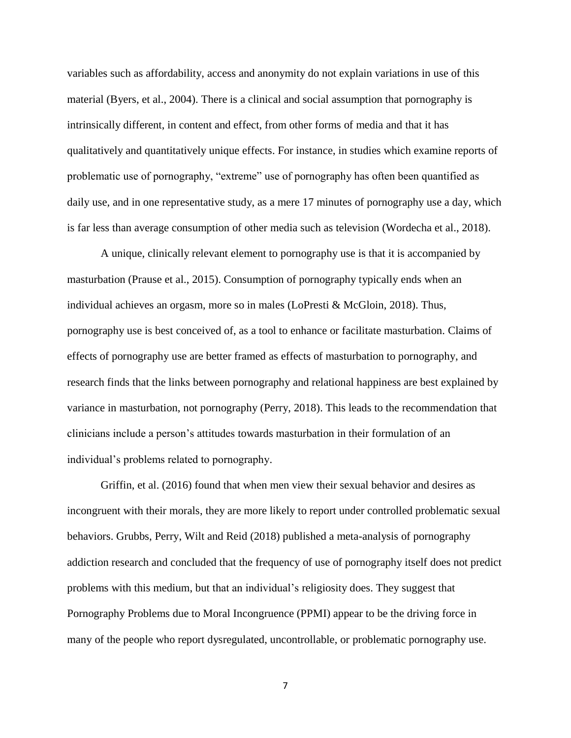variables such as affordability, access and anonymity do not explain variations in use of this material (Byers, et al., 2004). There is a clinical and social assumption that pornography is intrinsically different, in content and effect, from other forms of media and that it has qualitatively and quantitatively unique effects. For instance, in studies which examine reports of problematic use of pornography, "extreme" use of pornography has often been quantified as daily use, and in one representative study, as a mere 17 minutes of pornography use a day, which is far less than average consumption of other media such as television (Wordecha et al., 2018).

A unique, clinically relevant element to pornography use is that it is accompanied by masturbation (Prause et al., 2015). Consumption of pornography typically ends when an individual achieves an orgasm, more so in males (LoPresti & McGloin, 2018). Thus, pornography use is best conceived of, as a tool to enhance or facilitate masturbation. Claims of effects of pornography use are better framed as effects of masturbation to pornography, and research finds that the links between pornography and relational happiness are best explained by variance in masturbation, not pornography (Perry, 2018). This leads to the recommendation that clinicians include a person's attitudes towards masturbation in their formulation of an individual's problems related to pornography.

Griffin, et al. (2016) found that when men view their sexual behavior and desires as incongruent with their morals, they are more likely to report under controlled problematic sexual behaviors. Grubbs, Perry, Wilt and Reid (2018) published a meta-analysis of pornography addiction research and concluded that the frequency of use of pornography itself does not predict problems with this medium, but that an individual's religiosity does. They suggest that Pornography Problems due to Moral Incongruence (PPMI) appear to be the driving force in many of the people who report dysregulated, uncontrollable, or problematic pornography use.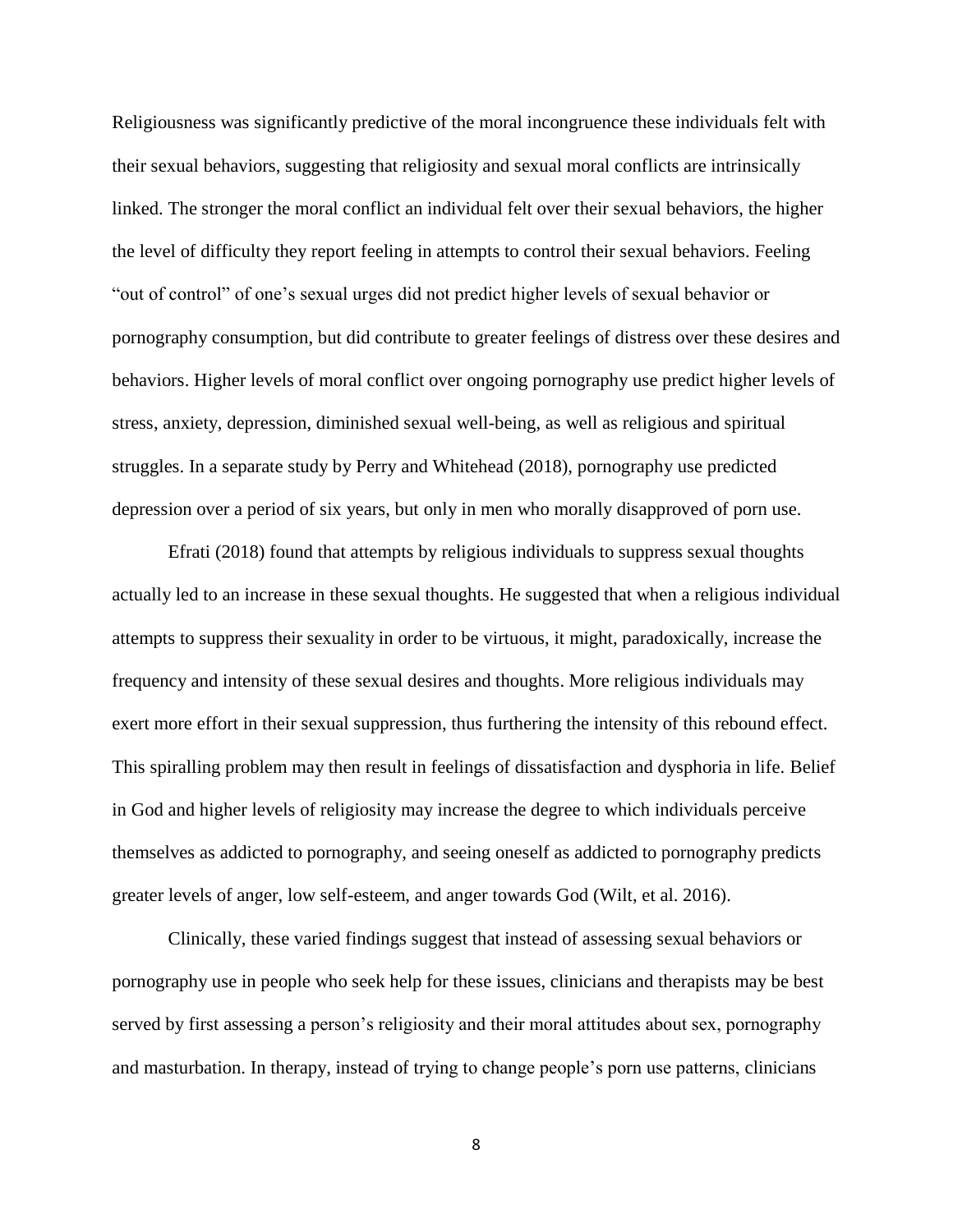Religiousness was significantly predictive of the moral incongruence these individuals felt with their sexual behaviors, suggesting that religiosity and sexual moral conflicts are intrinsically linked. The stronger the moral conflict an individual felt over their sexual behaviors, the higher the level of difficulty they report feeling in attempts to control their sexual behaviors. Feeling "out of control" of one's sexual urges did not predict higher levels of sexual behavior or pornography consumption, but did contribute to greater feelings of distress over these desires and behaviors. Higher levels of moral conflict over ongoing pornography use predict higher levels of stress, anxiety, depression, diminished sexual well-being, as well as religious and spiritual struggles. In a separate study by Perry and Whitehead (2018), pornography use predicted depression over a period of six years, but only in men who morally disapproved of porn use.

Efrati (2018) found that attempts by religious individuals to suppress sexual thoughts actually led to an increase in these sexual thoughts. He suggested that when a religious individual attempts to suppress their sexuality in order to be virtuous, it might, paradoxically, increase the frequency and intensity of these sexual desires and thoughts. More religious individuals may exert more effort in their sexual suppression, thus furthering the intensity of this rebound effect. This spiralling problem may then result in feelings of dissatisfaction and dysphoria in life. Belief in God and higher levels of religiosity may increase the degree to which individuals perceive themselves as addicted to pornography, and seeing oneself as addicted to pornography predicts greater levels of anger, low self-esteem, and anger towards God (Wilt, et al. 2016).

Clinically, these varied findings suggest that instead of assessing sexual behaviors or pornography use in people who seek help for these issues, clinicians and therapists may be best served by first assessing a person's religiosity and their moral attitudes about sex, pornography and masturbation. In therapy, instead of trying to change people's porn use patterns, clinicians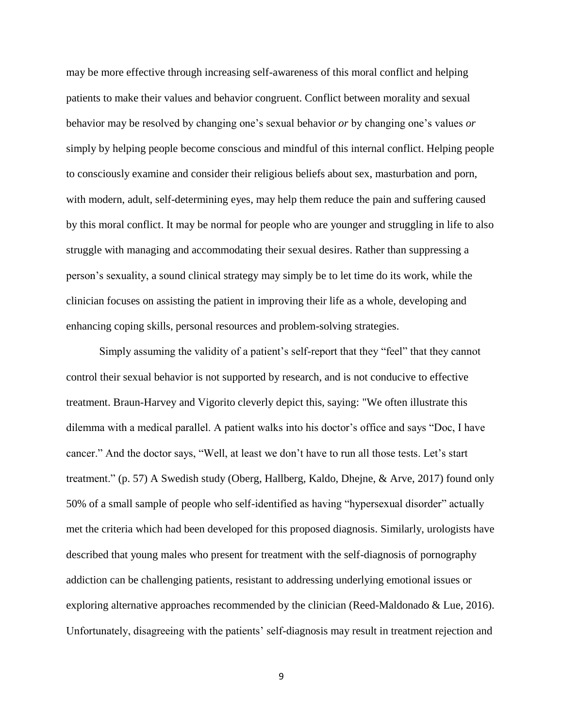may be more effective through increasing self-awareness of this moral conflict and helping patients to make their values and behavior congruent. Conflict between morality and sexual behavior may be resolved by changing one's sexual behavior *or* by changing one's values *or* simply by helping people become conscious and mindful of this internal conflict. Helping people to consciously examine and consider their religious beliefs about sex, masturbation and porn, with modern, adult, self-determining eyes, may help them reduce the pain and suffering caused by this moral conflict. It may be normal for people who are younger and struggling in life to also struggle with managing and accommodating their sexual desires. Rather than suppressing a person's sexuality, a sound clinical strategy may simply be to let time do its work, while the clinician focuses on assisting the patient in improving their life as a whole, developing and enhancing coping skills, personal resources and problem-solving strategies.

Simply assuming the validity of a patient's self-report that they "feel" that they cannot control their sexual behavior is not supported by research, and is not conducive to effective treatment. Braun-Harvey and Vigorito cleverly depict this, saying: "We often illustrate this dilemma with a medical parallel. A patient walks into his doctor's office and says "Doc, I have cancer." And the doctor says, "Well, at least we don't have to run all those tests. Let's start treatment." (p. 57) A Swedish study (Oberg, Hallberg, Kaldo, Dhejne, & Arve, 2017) found only 50% of a small sample of people who self-identified as having "hypersexual disorder" actually met the criteria which had been developed for this proposed diagnosis. Similarly, urologists have described that young males who present for treatment with the self-diagnosis of pornography addiction can be challenging patients, resistant to addressing underlying emotional issues or exploring alternative approaches recommended by the clinician (Reed-Maldonado & Lue, 2016). Unfortunately, disagreeing with the patients' self-diagnosis may result in treatment rejection and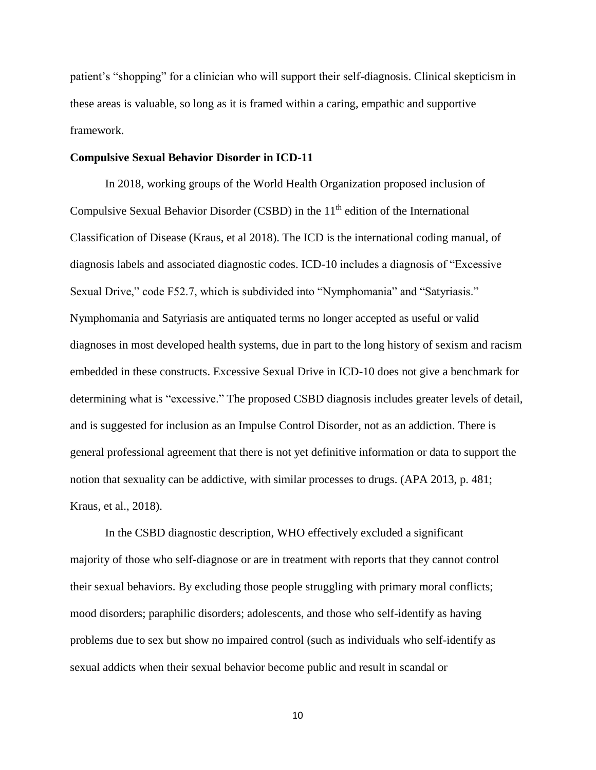patient's "shopping" for a clinician who will support their self-diagnosis. Clinical skepticism in these areas is valuable, so long as it is framed within a caring, empathic and supportive framework.

**Compulsive Sexual Behavior Disorder in ICD-11**

In 2018, working groups of the World Health Organization proposed inclusion of Compulsive Sexual Behavior Disorder (CSBD) in the 11th edition of the International Classification of Disease (Kraus, et al 2018). The ICD is the international coding manual, of diagnosis labels and associated diagnostic codes. ICD-10 includes a diagnosis of "Excessive Sexual Drive," code F52.7, which is subdivided into "Nymphomania" and "Satyriasis." Nymphomania and Satyriasis are antiquated terms no longer accepted as useful or valid diagnoses in most developed health systems, due in part to the long history of sexism and racism embedded in these constructs. Excessive Sexual Drive in ICD-10 does not give a benchmark for determining what is "excessive." The proposed CSBD diagnosis includes greater levels of detail, and is suggested for inclusion as an Impulse Control Disorder, not as an addiction. There is general professional agreement that there is not yet definitive information or data to support the notion that sexuality can be addictive, with similar processes to drugs. (APA 2013, p. 481; Kraus, et al., 2018).

In the CSBD diagnostic description, WHO effectively excluded a significant majority of those who self-diagnose or are in treatment with reports that they cannot control their sexual behaviors. By excluding those people struggling with primary moral conflicts; mood disorders; paraphilic disorders; adolescents, and those who self-identify as having problems due to sex but show no impaired control (such as individuals who self-identify as sexual addicts when their sexual behavior become public and result in scandal or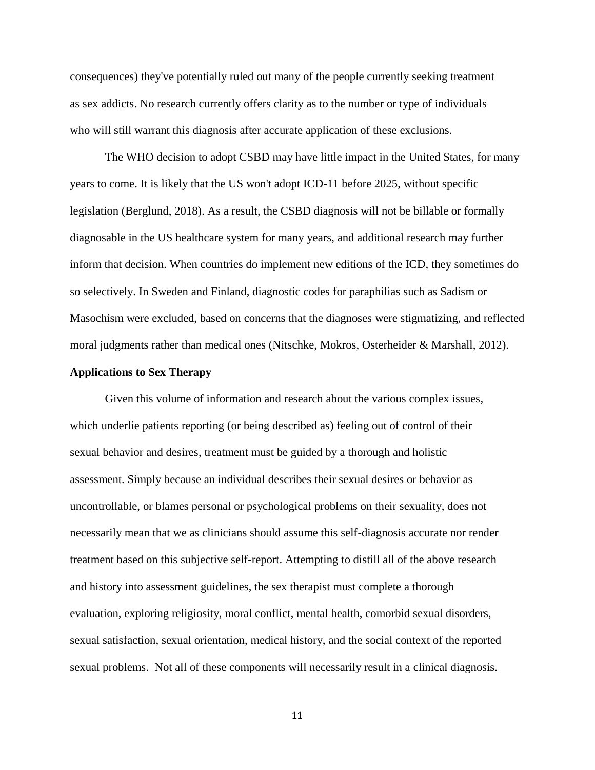consequences) they've potentially ruled out many of the people currently seeking treatment as sex addicts. No research currently offers clarity as to the number or type of individuals who will still warrant this diagnosis after accurate application of these exclusions.

The WHO decision to adopt CSBD may have little impact in the United States, for many years to come. It is likely that the US won't adopt ICD-11 before 2025, without specific legislation (Berglund, 2018). As a result, the CSBD diagnosis will not be billable or formally diagnosable in the US healthcare system for many years, and additional research may further inform that decision. When countries do implement new editions of the ICD, they sometimes do so selectively. In Sweden and Finland, diagnostic codes for paraphilias such as Sadism or Masochism were excluded, based on concerns that the diagnoses were stigmatizing, and reflected moral judgments rather than medical ones (Nitschke, Mokros, Osterheider & Marshall, 2012).

**Applications to Sex Therapy**

Given this volume of information and research about the various complex issues, which underlie patients reporting (or being described as) feeling out of control of their sexual behavior and desires, treatment must be guided by a thorough and holistic assessment. Simply because an individual describes their sexual desires or behavior as uncontrollable, or blames personal or psychological problems on their sexuality, does not necessarily mean that we as clinicians should assume this self-diagnosis accurate nor render treatment based on this subjective self-report. Attempting to distill all of the above research and history into assessment guidelines, the sex therapist must complete a thorough evaluation, exploring religiosity, moral conflict, mental health, comorbid sexual disorders, sexual satisfaction, sexual orientation, medical history, and the social context of the reported sexual problems. Not all of these components will necessarily result in a clinical diagnosis.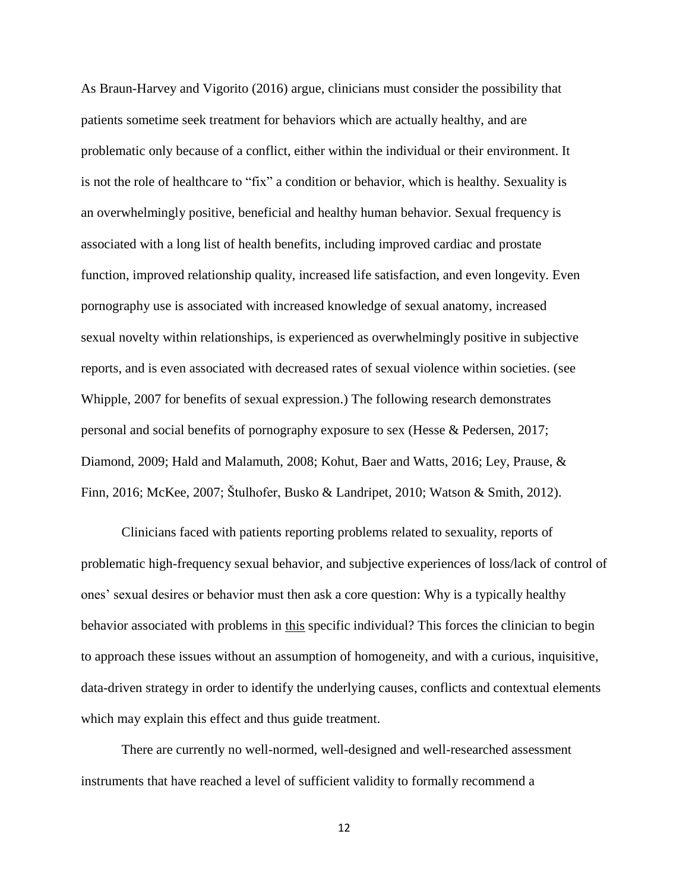As Braun-Harvey and Vigorito (2016) argue, clinicians must consider the possibility that patients sometime seek treatment for behaviors which are actually healthy, and are problematic only because of a conflict, either within the individual or their environment. It is not the role of healthcare to "fix" a condition or behavior, which is healthy. Sexuality is an overwhelmingly positive, beneficial and healthy human behavior. Sexual frequency is associated with a long list of health benefits, including improved cardiac and prostate function, improved relationship quality, increased life satisfaction, and even longevity. Even pornography use is associated with increased knowledge of sexual anatomy, increased sexual novelty within relationships, is experienced as overwhelmingly positive in subjective reports, and is even associated with decreased rates of sexual violence within societies. (see Whipple, 2007 for benefits of sexual expression.) The following research demonstrates personal and social benefits of pornography exposure to sex (Hesse & Pedersen, 2017; Diamond, 2009; Hald and Malamuth, 2008; Kohut, Baer and Watts, 2016; Ley, Prause, & Finn, 2016; McKee, 2007; Štulhofer, Busko & Landripet, 2010; Watson & Smith, 2012).

Clinicians faced with patients reporting problems related to sexuality, reports of problematic high-frequency sexual behavior, and subjective experiences of loss/lack of control of ones' sexual desires or behavior must then ask a core question: Why is a typically healthy behavior associated with problems in <u>this</u> specific individual? This forces the clinician to begin to approach these issues without an assumption of homogeneity, and with a curious, inquisitive, data-driven strategy in order to identify the underlying causes, conflicts and contextual elements which may explain this effect and thus guide treatment.

There are currently no well-normed, well-designed and well-researched assessment instruments that have reached a level of sufficient validity to formally recommend a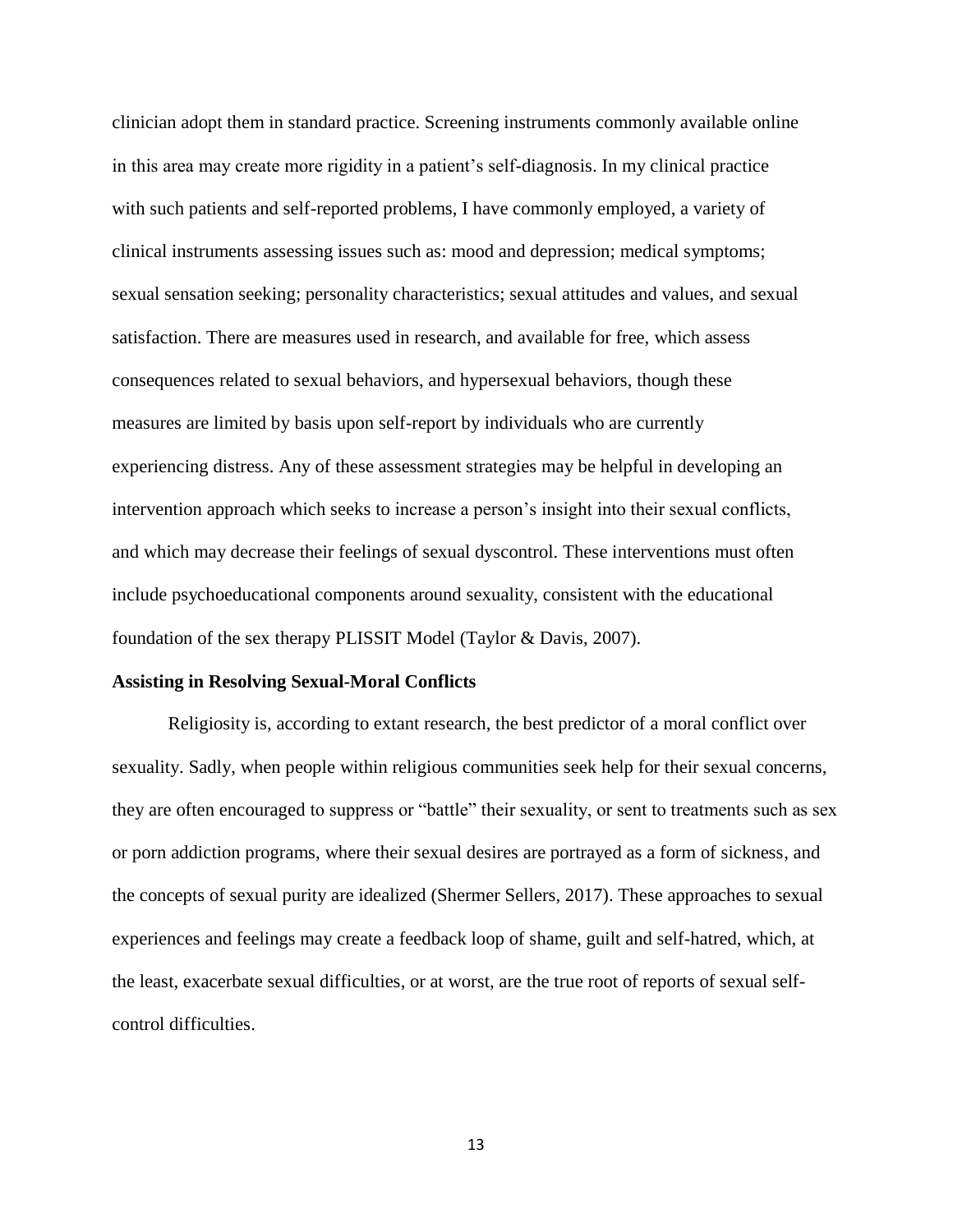clinician adopt them in standard practice. Screening instruments commonly available online in this area may create more rigidity in a patient's self-diagnosis. In my clinical practice with such patients and self-reported problems, I have commonly employed, a variety of clinical instruments assessing issues such as: mood and depression; medical symptoms; sexual sensation seeking; personality characteristics; sexual attitudes and values, and sexual satisfaction. There are measures used in research, and available for free, which assess consequences related to sexual behaviors, and hypersexual behaviors, though these measures are limited by basis upon self-report by individuals who are currently experiencing distress. Any of these assessment strategies may be helpful in developing an intervention approach which seeks to increase a person's insight into their sexual conflicts, and which may decrease their feelings of sexual dyscontrol. These interventions must often include psychoeducational components around sexuality, consistent with the educational foundation of the sex therapy PLISSIT Model (Taylor & Davis, 2007).

**Assisting in Resolving Sexual-Moral Conflicts**

Religiosity is, according to extant research, the best predictor of a moral conflict over sexuality. Sadly, when people within religious communities seek help for their sexual concerns, they are often encouraged to suppress or "battle" their sexuality, or sent to treatments such as sex or porn addiction programs, where their sexual desires are portrayed as a form of sickness, and the concepts of sexual purity are idealized (Shermer Sellers, 2017). These approaches to sexual experiences and feelings may create a feedback loop of shame, guilt and self-hatred, which, at the least, exacerbate sexual difficulties, or at worst, are the true root of reports of sexual self-control difficulties.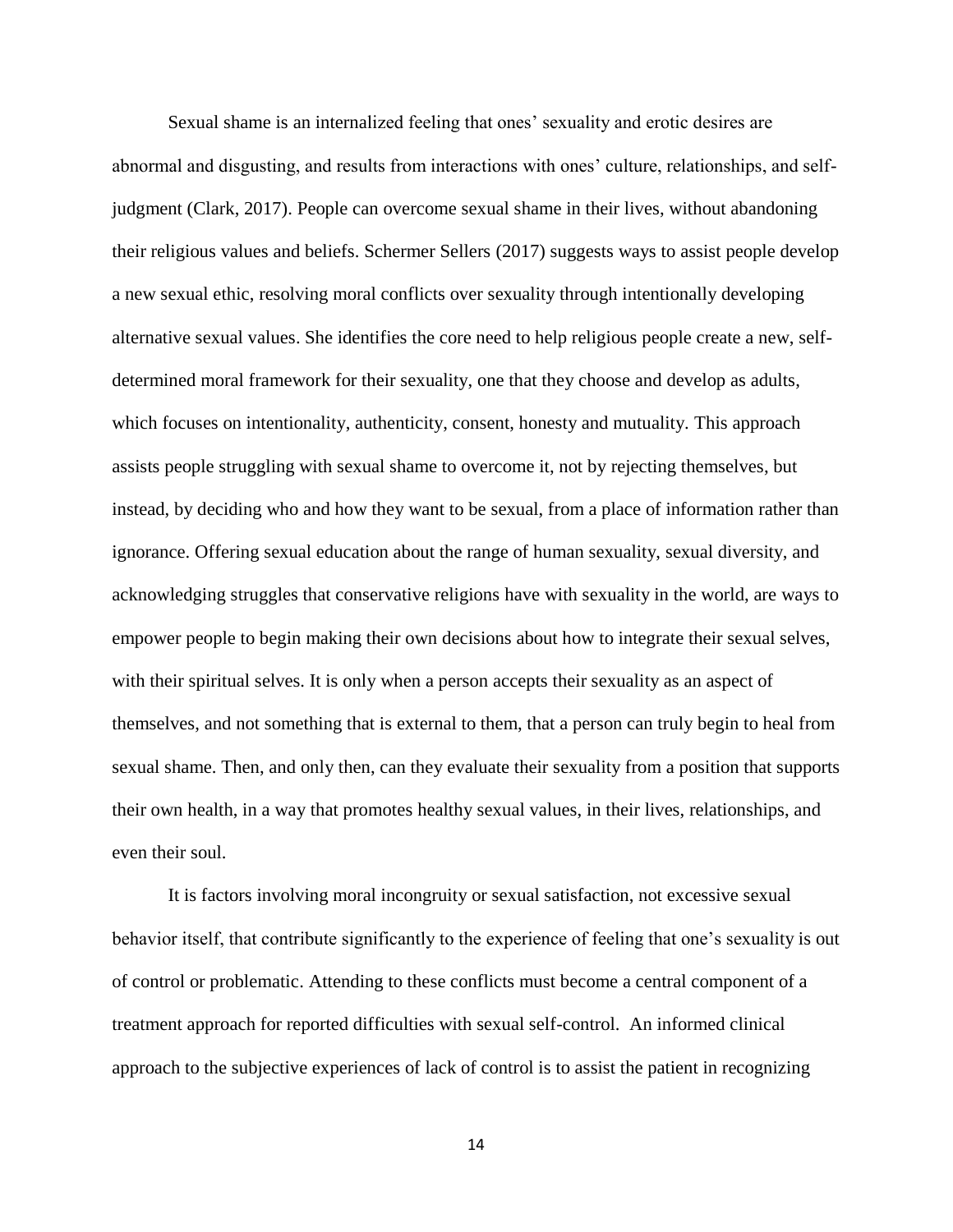Sexual shame is an internalized feeling that ones' sexuality and erotic desires are abnormal and disgusting, and results from interactions with ones' culture, relationships, and self-judgment (Clark, 2017). People can overcome sexual shame in their lives, without abandoning their religious values and beliefs. Schermer Sellers (2017) suggests ways to assist people develop a new sexual ethic, resolving moral conflicts over sexuality through intentionally developing alternative sexual values. She identifies the core need to help religious people create a new, self-determined moral framework for their sexuality, one that they choose and develop as adults, which focuses on intentionality, authenticity, consent, honesty and mutuality. This approach assists people struggling with sexual shame to overcome it, not by rejecting themselves, but instead, by deciding who and how they want to be sexual, from a place of information rather than ignorance. Offering sexual education about the range of human sexuality, sexual diversity, and acknowledging struggles that conservative religions have with sexuality in the world, are ways to empower people to begin making their own decisions about how to integrate their sexual selves, with their spiritual selves. It is only when a person accepts their sexuality as an aspect of themselves, and not something that is external to them, that a person can truly begin to heal from sexual shame. Then, and only then, can they evaluate their sexuality from a position that supports their own health, in a way that promotes healthy sexual values, in their lives, relationships, and even their soul.

It is factors involving moral incongruity or sexual satisfaction, not excessive sexual behavior itself, that contribute significantly to the experience of feeling that one's sexuality is out of control or problematic. Attending to these conflicts must become a central component of a treatment approach for reported difficulties with sexual self-control. An informed clinical approach to the subjective experiences of lack of control is to assist the patient in recognizing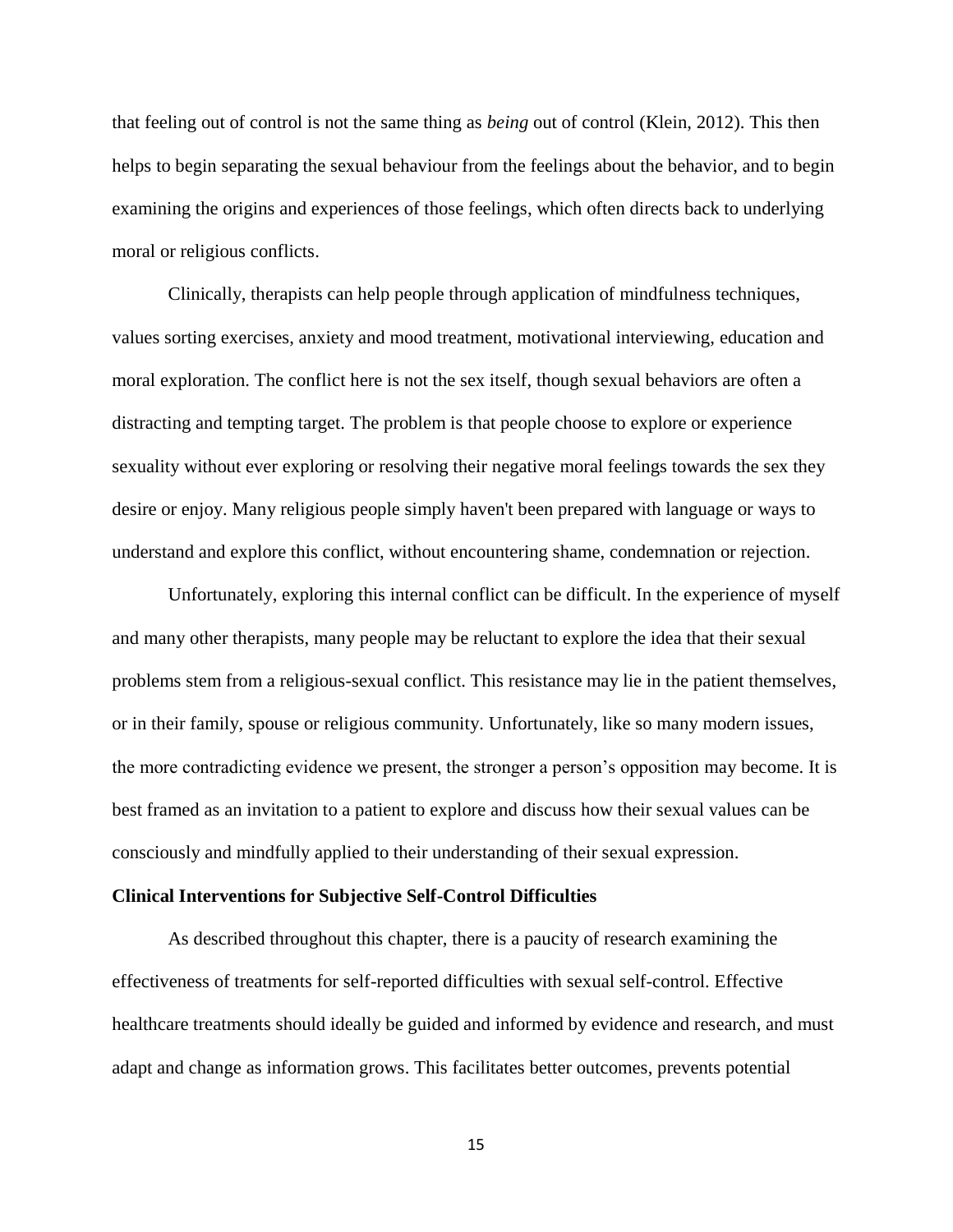that feeling out of control is not the same thing as *being* out of control (Klein, 2012). This then helps to begin separating the sexual behaviour from the feelings about the behavior, and to begin examining the origins and experiences of those feelings, which often directs back to underlying moral or religious conflicts.

Clinically, therapists can help people through application of mindfulness techniques, values sorting exercises, anxiety and mood treatment, motivational interviewing, education and moral exploration. The conflict here is not the sex itself, though sexual behaviors are often a distracting and tempting target. The problem is that people choose to explore or experience sexuality without ever exploring or resolving their negative moral feelings towards the sex they desire or enjoy. Many religious people simply haven't been prepared with language or ways to understand and explore this conflict, without encountering shame, condemnation or rejection.

Unfortunately, exploring this internal conflict can be difficult. In the experience of myself and many other therapists, many people may be reluctant to explore the idea that their sexual problems stem from a religious-sexual conflict. This resistance may lie in the patient themselves, or in their family, spouse or religious community. Unfortunately, like so many modern issues, the more contradicting evidence we present, the stronger a person's opposition may become. It is best framed as an invitation to a patient to explore and discuss how their sexual values can be consciously and mindfully applied to their understanding of their sexual expression.

**Clinical Interventions for Subjective Self-Control Difficulties**

As described throughout this chapter, there is a paucity of research examining the effectiveness of treatments for self-reported difficulties with sexual self-control. Effective healthcare treatments should ideally be guided and informed by evidence and research, and must adapt and change as information grows. This facilitates better outcomes, prevents potential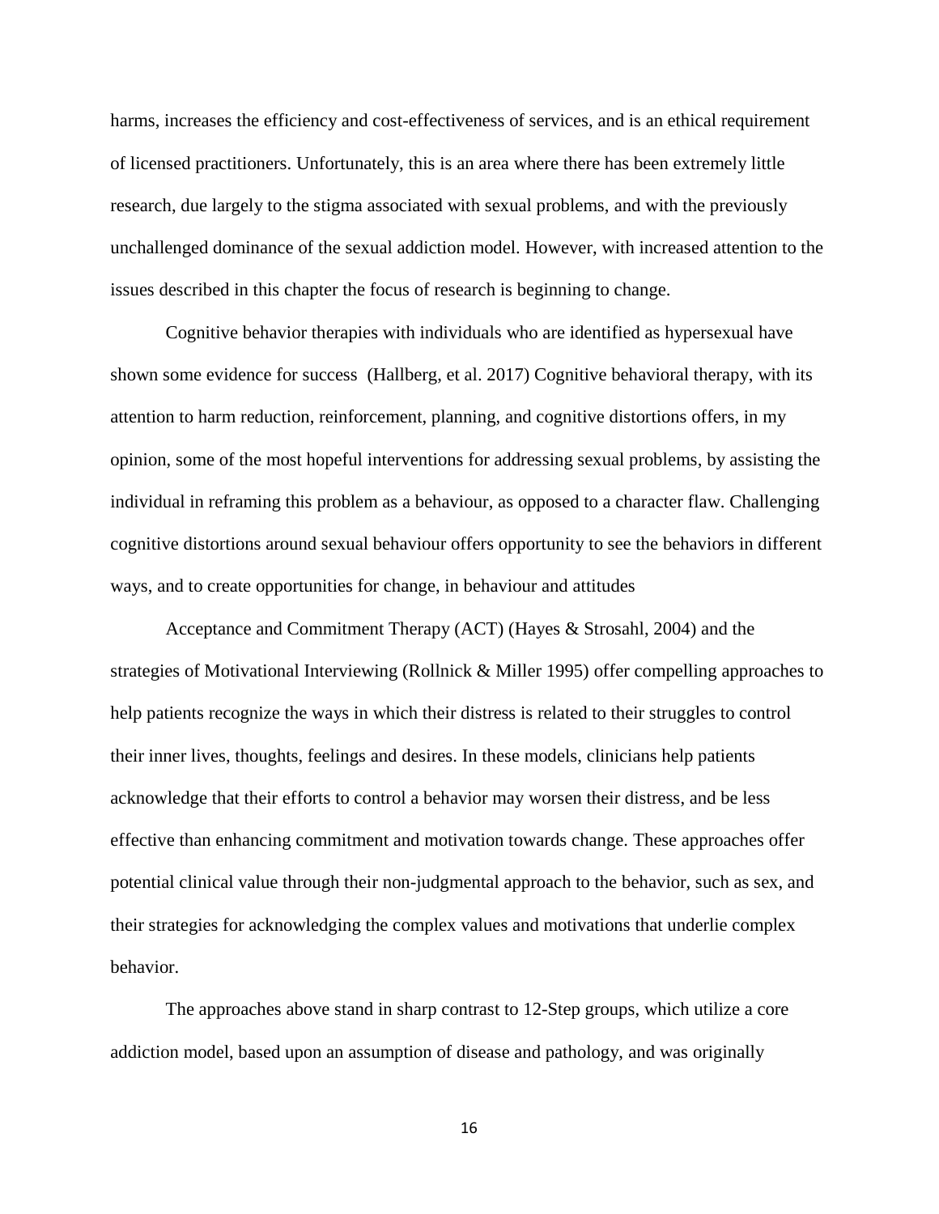harms, increases the efficiency and cost-effectiveness of services, and is an ethical requirement of licensed practitioners. Unfortunately, this is an area where there has been extremely little research, due largely to the stigma associated with sexual problems, and with the previously unchallenged dominance of the sexual addiction model. However, with increased attention to the issues described in this chapter the focus of research is beginning to change.

Cognitive behavior therapies with individuals who are identified as hypersexual have shown some evidence for success (Hallberg, et al. 2017) Cognitive behavioral therapy, with its attention to harm reduction, reinforcement, planning, and cognitive distortions offers, in my opinion, some of the most hopeful interventions for addressing sexual problems, by assisting the individual in reframing this problem as a behaviour, as opposed to a character flaw. Challenging cognitive distortions around sexual behaviour offers opportunity to see the behaviors in different ways, and to create opportunities for change, in behaviour and attitudes

Acceptance and Commitment Therapy (ACT) (Hayes & Strosahl, 2004) and the strategies of Motivational Interviewing (Rollnick & Miller 1995) offer compelling approaches to help patients recognize the ways in which their distress is related to their struggles to control their inner lives, thoughts, feelings and desires. In these models, clinicians help patients acknowledge that their efforts to control a behavior may worsen their distress, and be less effective than enhancing commitment and motivation towards change. These approaches offer potential clinical value through their non-judgmental approach to the behavior, such as sex, and their strategies for acknowledging the complex values and motivations that underlie complex behavior.

The approaches above stand in sharp contrast to 12-Step groups, which utilize a core addiction model, based upon an assumption of disease and pathology, and was originally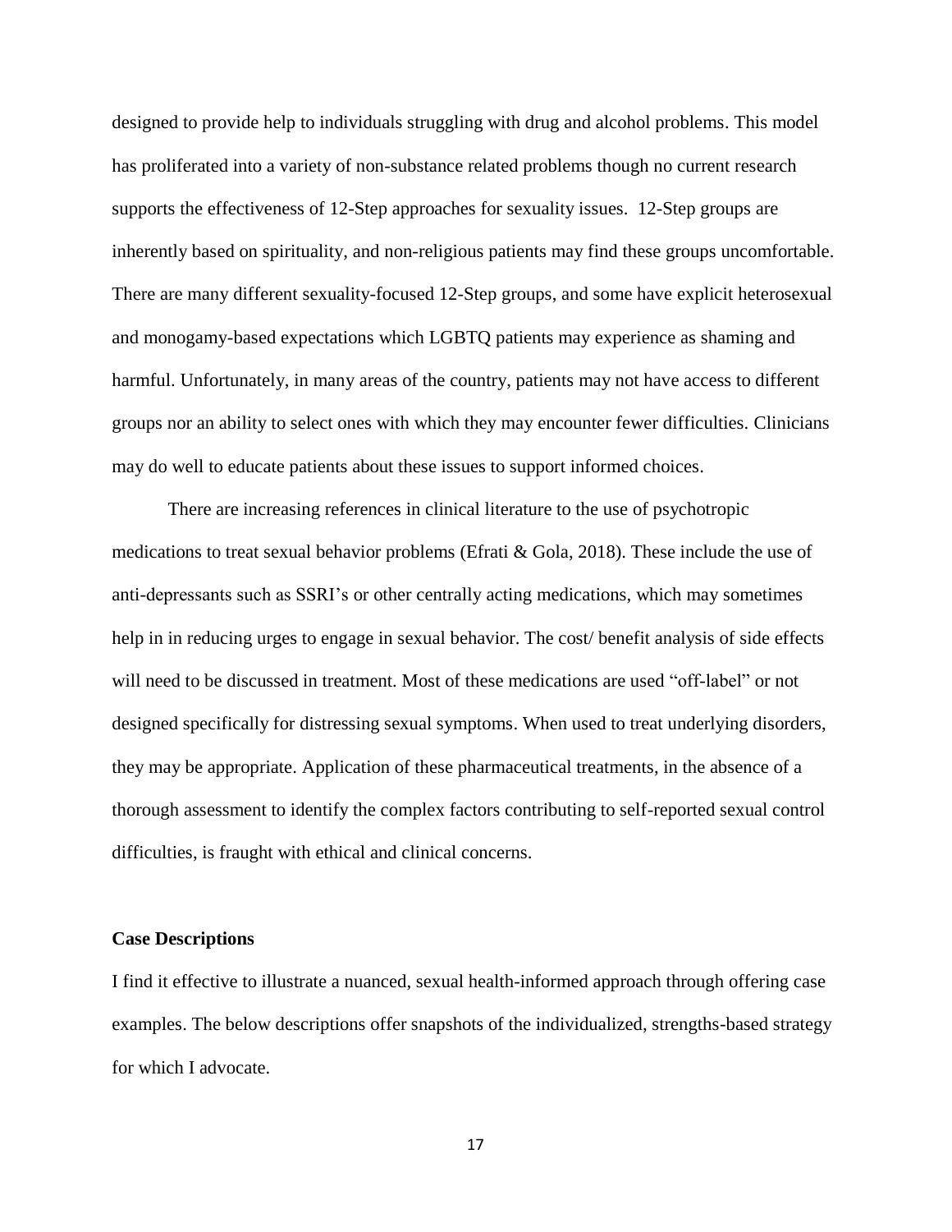designed to provide help to individuals struggling with drug and alcohol problems. This model has proliferated into a variety of non-substance related problems though no current research supports the effectiveness of 12-Step approaches for sexuality issues. 12-Step groups are inherently based on spirituality, and non-religious patients may find these groups uncomfortable. There are many different sexuality-focused 12-Step groups, and some have explicit heterosexual and monogamy-based expectations which LGBTQ patients may experience as shaming and harmful. Unfortunately, in many areas of the country, patients may not have access to different groups nor an ability to select ones with which they may encounter fewer difficulties. Clinicians may do well to educate patients about these issues to support informed choices.

There are increasing references in clinical literature to the use of psychotropic medications to treat sexual behavior problems (Efrati & Gola, 2018). These include the use of anti-depressants such as SSRI's or other centrally acting medications, which may sometimes help in in reducing urges to engage in sexual behavior. The cost/ benefit analysis of side effects will need to be discussed in treatment. Most of these medications are used "off-label" or not designed specifically for distressing sexual symptoms. When used to treat underlying disorders, they may be appropriate. Application of these pharmaceutical treatments, in the absence of a thorough assessment to identify the complex factors contributing to self-reported sexual control difficulties, is fraught with ethical and clinical concerns.

**Case Descriptions**

I find it effective to illustrate a nuanced, sexual health-informed approach through offering case examples. The below descriptions offer snapshots of the individualized, strengths-based strategy for which I advocate.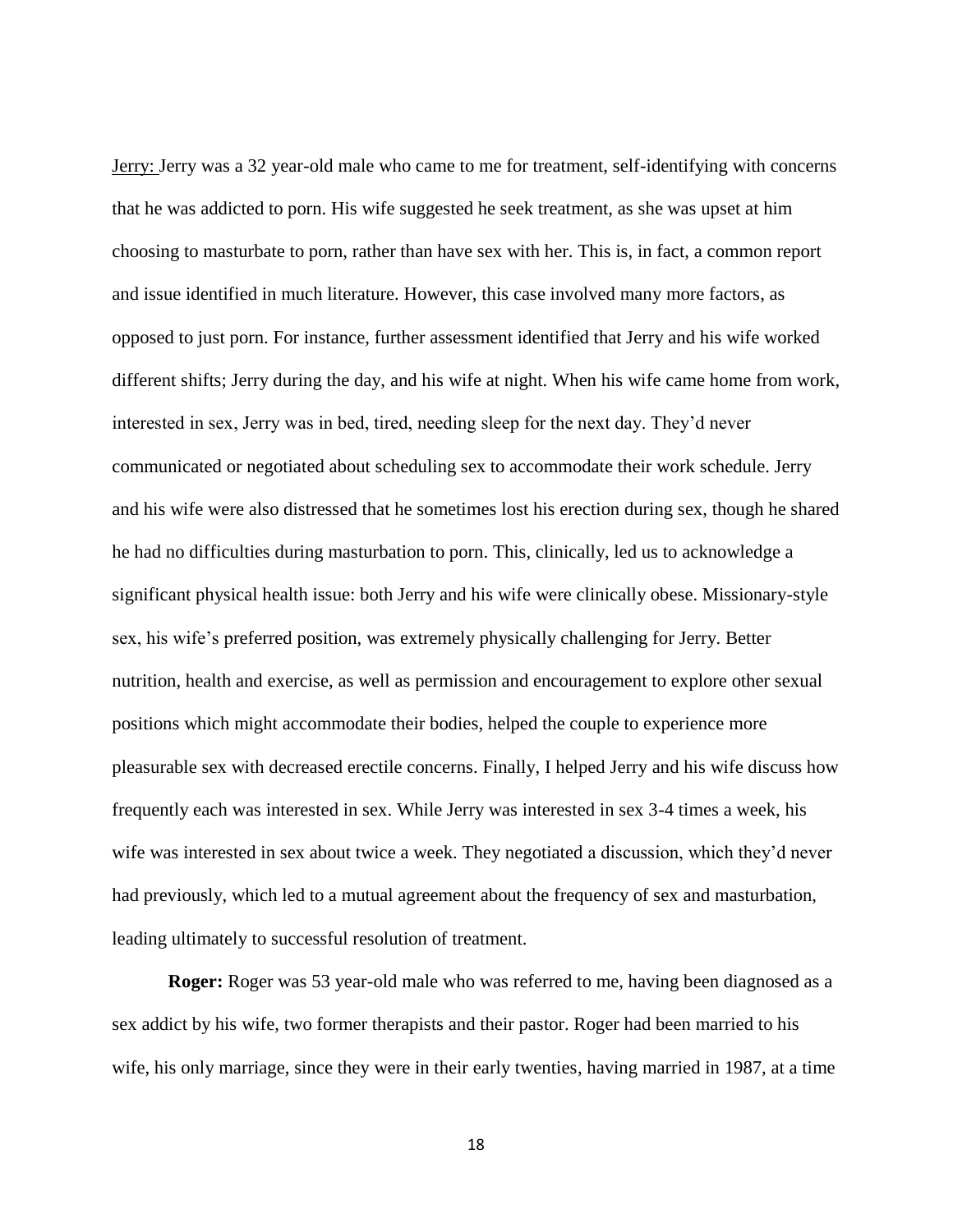Jerry: Jerry was a 32 year-old male who came to me for treatment, self-identifying with concerns that he was addicted to porn. His wife suggested he seek treatment, as she was upset at him choosing to masturbate to porn, rather than have sex with her. This is, in fact, a common report and issue identified in much literature. However, this case involved many more factors, as opposed to just porn. For instance, further assessment identified that Jerry and his wife worked different shifts; Jerry during the day, and his wife at night. When his wife came home from work, interested in sex, Jerry was in bed, tired, needing sleep for the next day. They'd never communicated or negotiated about scheduling sex to accommodate their work schedule. Jerry and his wife were also distressed that he sometimes lost his erection during sex, though he shared he had no difficulties during masturbation to porn. This, clinically, led us to acknowledge a significant physical health issue: both Jerry and his wife were clinically obese. Missionary-style sex, his wife's preferred position, was extremely physically challenging for Jerry. Better nutrition, health and exercise, as well as permission and encouragement to explore other sexual positions which might accommodate their bodies, helped the couple to experience more pleasurable sex with decreased erectile concerns. Finally, I helped Jerry and his wife discuss how frequently each was interested in sex. While Jerry was interested in sex 3-4 times a week, his wife was interested in sex about twice a week. They negotiated a discussion, which they'd never had previously, which led to a mutual agreement about the frequency of sex and masturbation, leading ultimately to successful resolution of treatment.

**Roger:** Roger was 53 year-old male who was referred to me, having been diagnosed as a sex addict by his wife, two former therapists and their pastor. Roger had been married to his wife, his only marriage, since they were in their early twenties, having married in 1987, at a time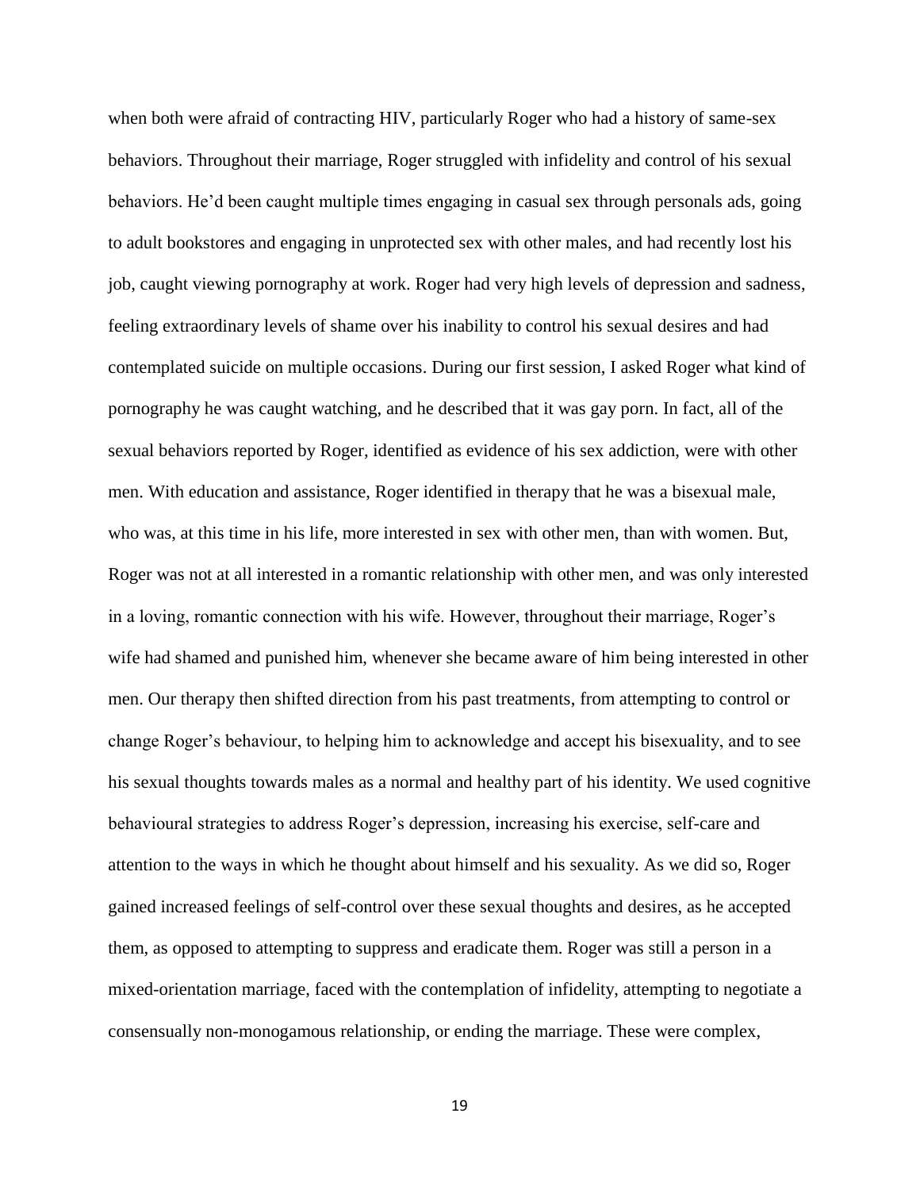when both were afraid of contracting HIV, particularly Roger who had a history of same-sex behaviors. Throughout their marriage, Roger struggled with infidelity and control of his sexual behaviors. He'd been caught multiple times engaging in casual sex through personals ads, going to adult bookstores and engaging in unprotected sex with other males, and had recently lost his job, caught viewing pornography at work. Roger had very high levels of depression and sadness, feeling extraordinary levels of shame over his inability to control his sexual desires and had contemplated suicide on multiple occasions. During our first session, I asked Roger what kind of pornography he was caught watching, and he described that it was gay porn. In fact, all of the sexual behaviors reported by Roger, identified as evidence of his sex addiction, were with other men. With education and assistance, Roger identified in therapy that he was a bisexual male, who was, at this time in his life, more interested in sex with other men, than with women. But, Roger was not at all interested in a romantic relationship with other men, and was only interested in a loving, romantic connection with his wife. However, throughout their marriage, Roger's wife had shamed and punished him, whenever she became aware of him being interested in other men. Our therapy then shifted direction from his past treatments, from attempting to control or change Roger's behaviour, to helping him to acknowledge and accept his bisexuality, and to see his sexual thoughts towards males as a normal and healthy part of his identity. We used cognitive behavioural strategies to address Roger's depression, increasing his exercise, self-care and attention to the ways in which he thought about himself and his sexuality. As we did so, Roger gained increased feelings of self-control over these sexual thoughts and desires, as he accepted them, as opposed to attempting to suppress and eradicate them. Roger was still a person in a mixed-orientation marriage, faced with the contemplation of infidelity, attempting to negotiate a consensually non-monogamous relationship, or ending the marriage. These were complex,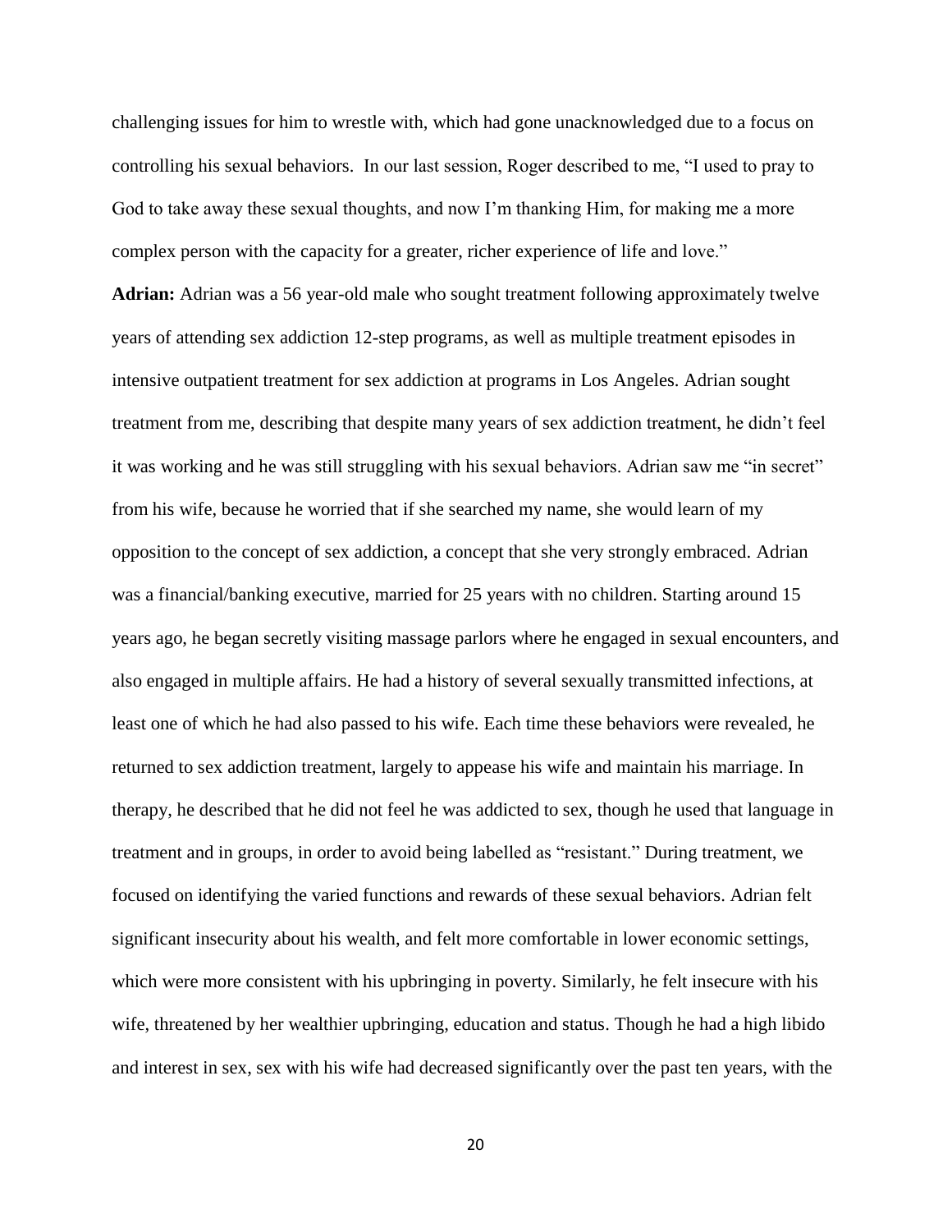challenging issues for him to wrestle with, which had gone unacknowledged due to a focus on controlling his sexual behaviors. In our last session, Roger described to me, "I used to pray to God to take away these sexual thoughts, and now I'm thanking Him, for making me a more complex person with the capacity for a greater, richer experience of life and love."

**Adrian:** Adrian was a 56 year-old male who sought treatment following approximately twelve years of attending sex addiction 12-step programs, as well as multiple treatment episodes in intensive outpatient treatment for sex addiction at programs in Los Angeles. Adrian sought treatment from me, describing that despite many years of sex addiction treatment, he didn't feel it was working and he was still struggling with his sexual behaviors. Adrian saw me "in secret" from his wife, because he worried that if she searched my name, she would learn of my opposition to the concept of sex addiction, a concept that she very strongly embraced. Adrian was a financial/banking executive, married for 25 years with no children. Starting around 15 years ago, he began secretly visiting massage parlors where he engaged in sexual encounters, and also engaged in multiple affairs. He had a history of several sexually transmitted infections, at least one of which he had also passed to his wife. Each time these behaviors were revealed, he returned to sex addiction treatment, largely to appease his wife and maintain his marriage. In therapy, he described that he did not feel he was addicted to sex, though he used that language in treatment and in groups, in order to avoid being labelled as "resistant." During treatment, we focused on identifying the varied functions and rewards of these sexual behaviors. Adrian felt significant insecurity about his wealth, and felt more comfortable in lower economic settings, which were more consistent with his upbringing in poverty. Similarly, he felt insecure with his wife, threatened by her wealthier upbringing, education and status. Though he had a high libido and interest in sex, sex with his wife had decreased significantly over the past ten years, with the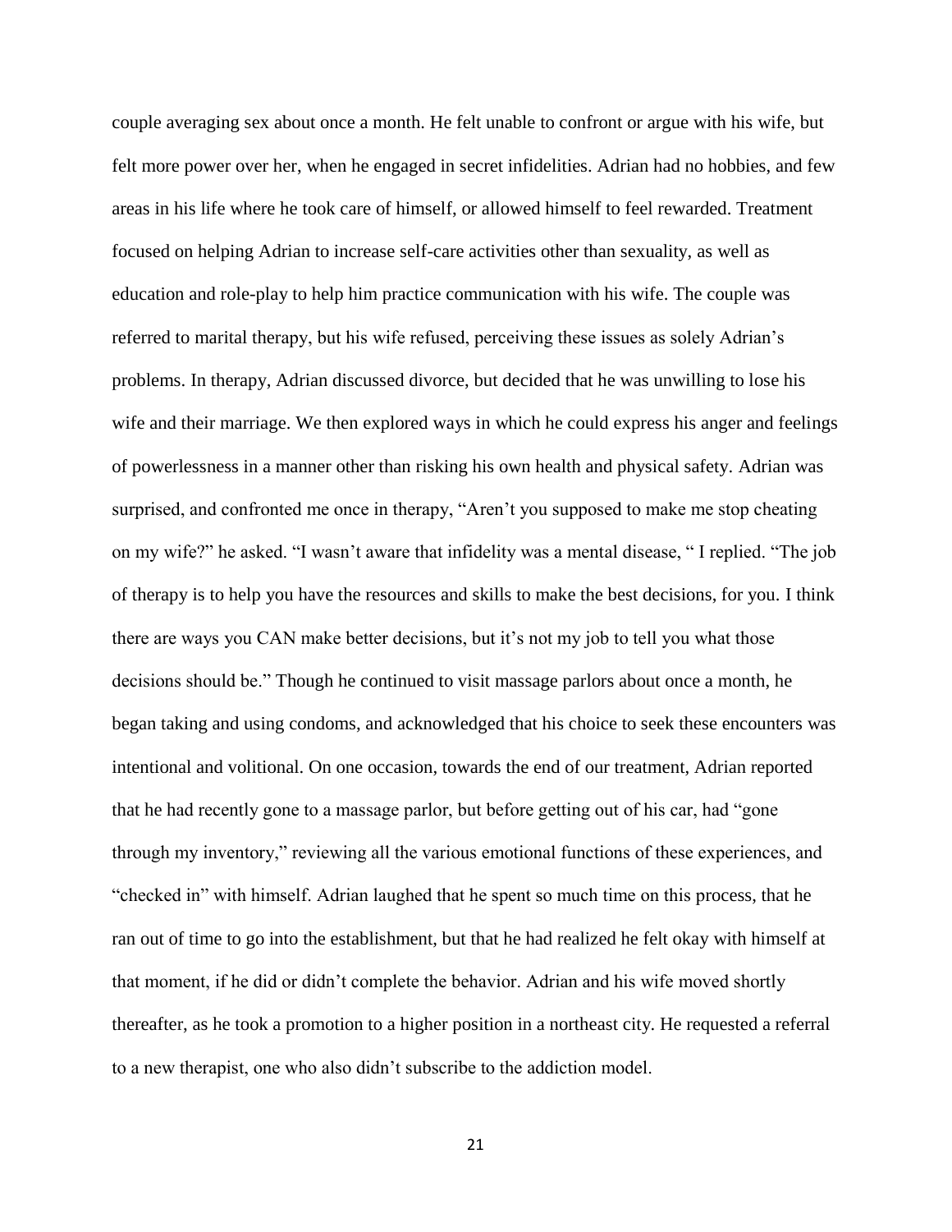couple averaging sex about once a month. He felt unable to confront or argue with his wife, but felt more power over her, when he engaged in secret infidelities. Adrian had no hobbies, and few areas in his life where he took care of himself, or allowed himself to feel rewarded. Treatment focused on helping Adrian to increase self-care activities other than sexuality, as well as education and role-play to help him practice communication with his wife. The couple was referred to marital therapy, but his wife refused, perceiving these issues as solely Adrian's problems. In therapy, Adrian discussed divorce, but decided that he was unwilling to lose his wife and their marriage. We then explored ways in which he could express his anger and feelings of powerlessness in a manner other than risking his own health and physical safety. Adrian was surprised, and confronted me once in therapy, "Aren't you supposed to make me stop cheating on my wife?" he asked. "I wasn't aware that infidelity was a mental disease, " I replied. "The job of therapy is to help you have the resources and skills to make the best decisions, for you. I think there are ways you CAN make better decisions, but it's not my job to tell you what those decisions should be." Though he continued to visit massage parlors about once a month, he began taking and using condoms, and acknowledged that his choice to seek these encounters was intentional and volitional. On one occasion, towards the end of our treatment, Adrian reported that he had recently gone to a massage parlor, but before getting out of his car, had "gone through my inventory," reviewing all the various emotional functions of these experiences, and "checked in" with himself. Adrian laughed that he spent so much time on this process, that he ran out of time to go into the establishment, but that he had realized he felt okay with himself at that moment, if he did or didn't complete the behavior. Adrian and his wife moved shortly thereafter, as he took a promotion to a higher position in a northeast city. He requested a referral to a new therapist, one who also didn't subscribe to the addiction model.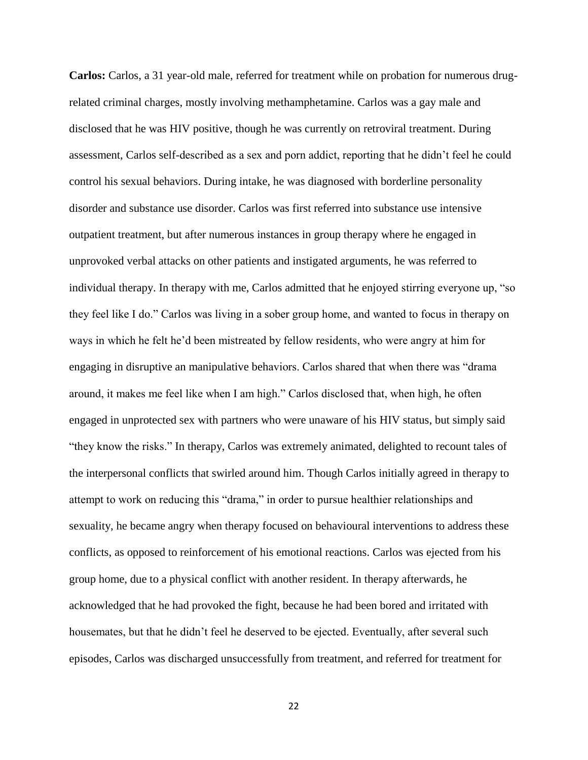**Carlos:** Carlos, a 31 year-old male, referred for treatment while on probation for numerous drug-related criminal charges, mostly involving methamphetamine. Carlos was a gay male and disclosed that he was HIV positive, though he was currently on retroviral treatment. During assessment, Carlos self-described as a sex and porn addict, reporting that he didn't feel he could control his sexual behaviors. During intake, he was diagnosed with borderline personality disorder and substance use disorder. Carlos was first referred into substance use intensive outpatient treatment, but after numerous instances in group therapy where he engaged in unprovoked verbal attacks on other patients and instigated arguments, he was referred to individual therapy. In therapy with me, Carlos admitted that he enjoyed stirring everyone up, "so they feel like I do." Carlos was living in a sober group home, and wanted to focus in therapy on ways in which he felt he'd been mistreated by fellow residents, who were angry at him for engaging in disruptive an manipulative behaviors. Carlos shared that when there was "drama around, it makes me feel like when I am high." Carlos disclosed that, when high, he often engaged in unprotected sex with partners who were unaware of his HIV status, but simply said "they know the risks." In therapy, Carlos was extremely animated, delighted to recount tales of the interpersonal conflicts that swirled around him. Though Carlos initially agreed in therapy to attempt to work on reducing this "drama," in order to pursue healthier relationships and sexuality, he became angry when therapy focused on behavioural interventions to address these conflicts, as opposed to reinforcement of his emotional reactions. Carlos was ejected from his group home, due to a physical conflict with another resident. In therapy afterwards, he acknowledged that he had provoked the fight, because he had been bored and irritated with housemates, but that he didn't feel he deserved to be ejected. Eventually, after several such episodes, Carlos was discharged unsuccessfully from treatment, and referred for treatment for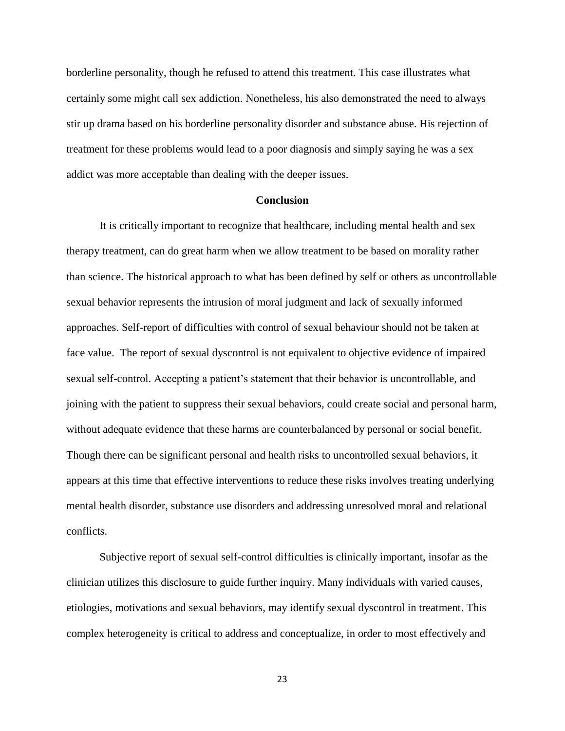borderline personality, though he refused to attend this treatment. This case illustrates what certainly some might call sex addiction. Nonetheless, his also demonstrated the need to always stir up drama based on his borderline personality disorder and substance abuse. His rejection of treatment for these problems would lead to a poor diagnosis and simply saying he was a sex addict was more acceptable than dealing with the deeper issues.

## Conclusion

It is critically important to recognize that healthcare, including mental health and sex therapy treatment, can do great harm when we allow treatment to be based on morality rather than science. The historical approach to what has been defined by self or others as uncontrollable sexual behavior represents the intrusion of moral judgment and lack of sexually informed approaches. Self-report of difficulties with control of sexual behaviour should not be taken at face value. The report of sexual dyscontrol is not equivalent to objective evidence of impaired sexual self-control. Accepting a patient's statement that their behavior is uncontrollable, and joining with the patient to suppress their sexual behaviors, could create social and personal harm, without adequate evidence that these harms are counterbalanced by personal or social benefit. Though there can be significant personal and health risks to uncontrolled sexual behaviors, it appears at this time that effective interventions to reduce these risks involves treating underlying mental health disorder, substance use disorders and addressing unresolved moral and relational conflicts.

Subjective report of sexual self-control difficulties is clinically important, insofar as the clinician utilizes this disclosure to guide further inquiry. Many individuals with varied causes, etiologies, motivations and sexual behaviors, may identify sexual dyscontrol in treatment. This complex heterogeneity is critical to address and conceptualize, in order to most effectively and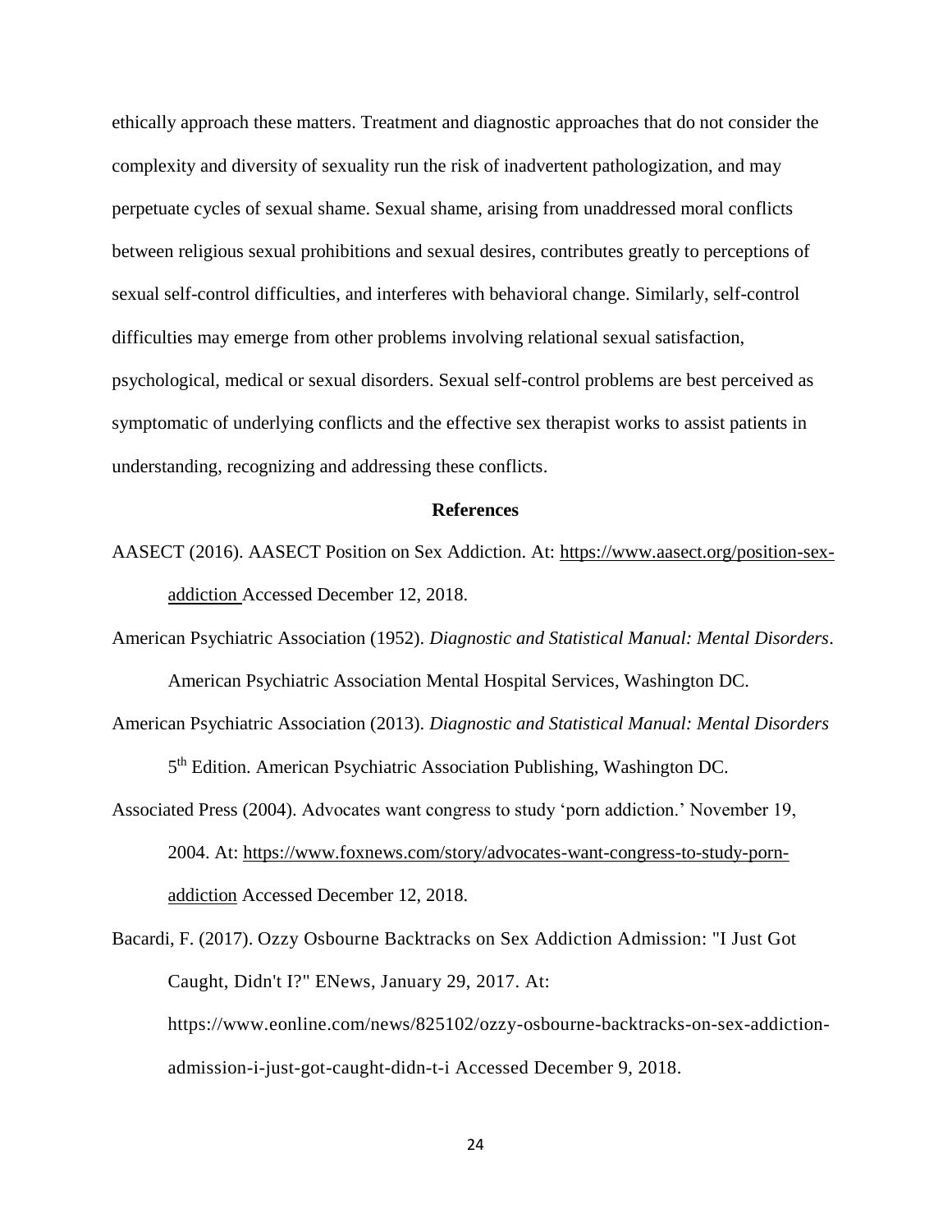ethically approach these matters. Treatment and diagnostic approaches that do not consider the complexity and diversity of sexuality run the risk of inadvertent pathologization, and may perpetuate cycles of sexual shame. Sexual shame, arising from unaddressed moral conflicts between religious sexual prohibitions and sexual desires, contributes greatly to perceptions of sexual self-control difficulties, and interferes with behavioral change. Similarly, self-control difficulties may emerge from other problems involving relational sexual satisfaction, psychological, medical or sexual disorders. Sexual self-control problems are best perceived as symptomatic of underlying conflicts and the effective sex therapist works to assist patients in understanding, recognizing and addressing these conflicts.

## References

AASECT (2016). AASECT Position on Sex Addiction. At: https://www.aasect.org/position-sex-addiction Accessed December 12, 2018.

American Psychiatric Association (1952). *Diagnostic and Statistical Manual: Mental Disorders*. American Psychiatric Association Mental Hospital Services, Washington DC.

American Psychiatric Association (2013). *Diagnostic and Statistical Manual: Mental Disorders* 5th Edition. American Psychiatric Association Publishing, Washington DC.

Associated Press (2004). Advocates want congress to study 'porn addiction.' November 19, 2004. At: https://www.foxnews.com/story/advocates-want-congress-to-study-porn-addiction Accessed December 12, 2018.

Bacardi, F. (2017). Ozzy Osbourne Backtracks on Sex Addiction Admission: "I Just Got Caught, Didn't I?" ENews, January 29, 2017. At: https://www.eonline.com/news/825102/ozzy-osbourne-backtracks-on-sex-addiction-admission-i-just-got-caught-didn-t-i Accessed December 9, 2018.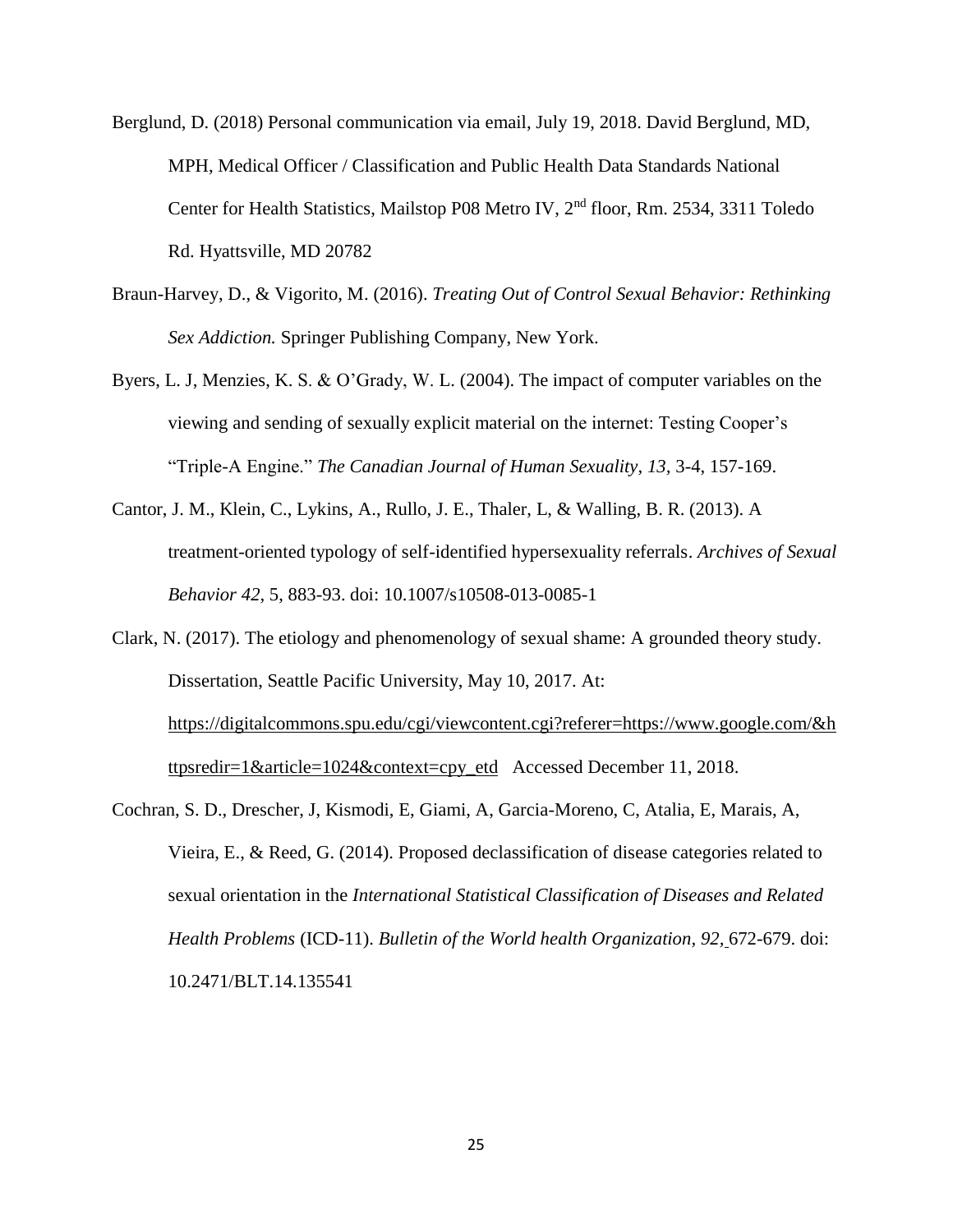Berglund, D. (2018) Personal communication via email, July 19, 2018. David Berglund, MD, MPH, Medical Officer / Classification and Public Health Data Standards National Center for Health Statistics, Mailstop P08 Metro IV, 2nd floor, Rm. 2534, 3311 Toledo Rd. Hyattsville, MD 20782

Braun-Harvey, D., & Vigorito, M. (2016). *Treating Out of Control Sexual Behavior: Rethinking Sex Addiction.* Springer Publishing Company, New York.

Byers, L. J, Menzies, K. S. & O'Grady, W. L. (2004). The impact of computer variables on the viewing and sending of sexually explicit material on the internet: Testing Cooper's "Triple-A Engine." *The Canadian Journal of Human Sexuality, 13,* 3-4, 157-169.

Cantor, J. M., Klein, C., Lykins, A., Rullo, J. E., Thaler, L, & Walling, B. R. (2013). A treatment-oriented typology of self-identified hypersexuality referrals. *Archives of Sexual Behavior 42,* 5, 883-93. doi: 10.1007/s10508-013-0085-1

Clark, N. (2017). The etiology and phenomenology of sexual shame: A grounded theory study. Dissertation, Seattle Pacific University, May 10, 2017. At: https://digitalcommons.spu.edu/cgi/viewcontent.cgi?referer=https://www.google.com/&httpsredir=1&article=1024&context=cpy_etd Accessed December 11, 2018.

Cochran, S. D., Drescher, J, Kismodi, E, Giami, A, Garcia-Moreno, C, Atalia, E, Marais, A, Vieira, E., & Reed, G. (2014). Proposed declassification of disease categories related to sexual orientation in the *International Statistical Classification of Diseases and Related Health Problems* (ICD-11). *Bulletin of the World health Organization, 92,* 672-679. doi: 10.2471/BLT.14.135541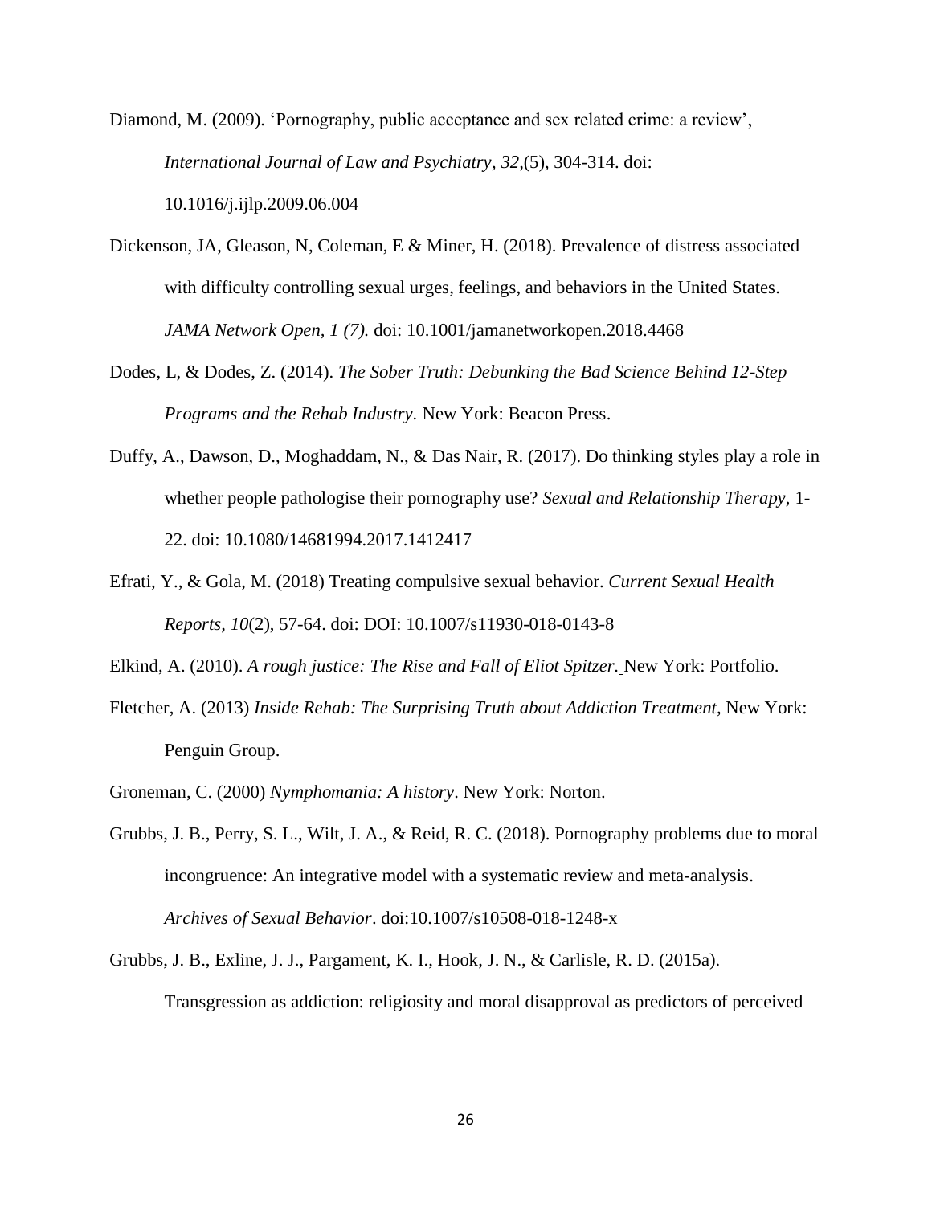Diamond, M. (2009). 'Pornography, public acceptance and sex related crime: a review', *International Journal of Law and Psychiatry, 32*,(5), 304-314. doi: 10.1016/j.ijlp.2009.06.004

Dickenson, JA, Gleason, N, Coleman, E & Miner, H. (2018). Prevalence of distress associated with difficulty controlling sexual urges, feelings, and behaviors in the United States. *JAMA Network Open, 1 (7).* doi: 10.1001/jamanetworkopen.2018.4468

Dodes, L, & Dodes, Z. (2014). *The Sober Truth: Debunking the Bad Science Behind 12-Step Programs and the Rehab Industry*. New York: Beacon Press.

Duffy, A., Dawson, D., Moghaddam, N., & Das Nair, R. (2017). Do thinking styles play a role in whether people pathologise their pornography use? *Sexual and Relationship Therapy*, 1-22. doi: 10.1080/14681994.2017.1412417

Efrati, Y., & Gola, M. (2018) Treating compulsive sexual behavior. *Current Sexual Health Reports, 10*(2), 57-64. doi: DOI: 10.1007/s11930-018-0143-8

Elkind, A. (2010). *A rough justice: The Rise and Fall of Eliot Spitzer.* New York: Portfolio.

Fletcher, A. (2013) *Inside Rehab: The Surprising Truth about Addiction Treatment,* New York: Penguin Group.

Groneman, C. (2000) *Nymphomania: A history*. New York: Norton.

Grubbs, J. B., Perry, S. L., Wilt, J. A., & Reid, R. C. (2018). Pornography problems due to moral incongruence: An integrative model with a systematic review and meta-analysis. *Archives of Sexual Behavior*. doi:10.1007/s10508-018-1248-x

Grubbs, J. B., Exline, J. J., Pargament, K. I., Hook, J. N., & Carlisle, R. D. (2015a). Transgression as addiction: religiosity and moral disapproval as predictors of perceived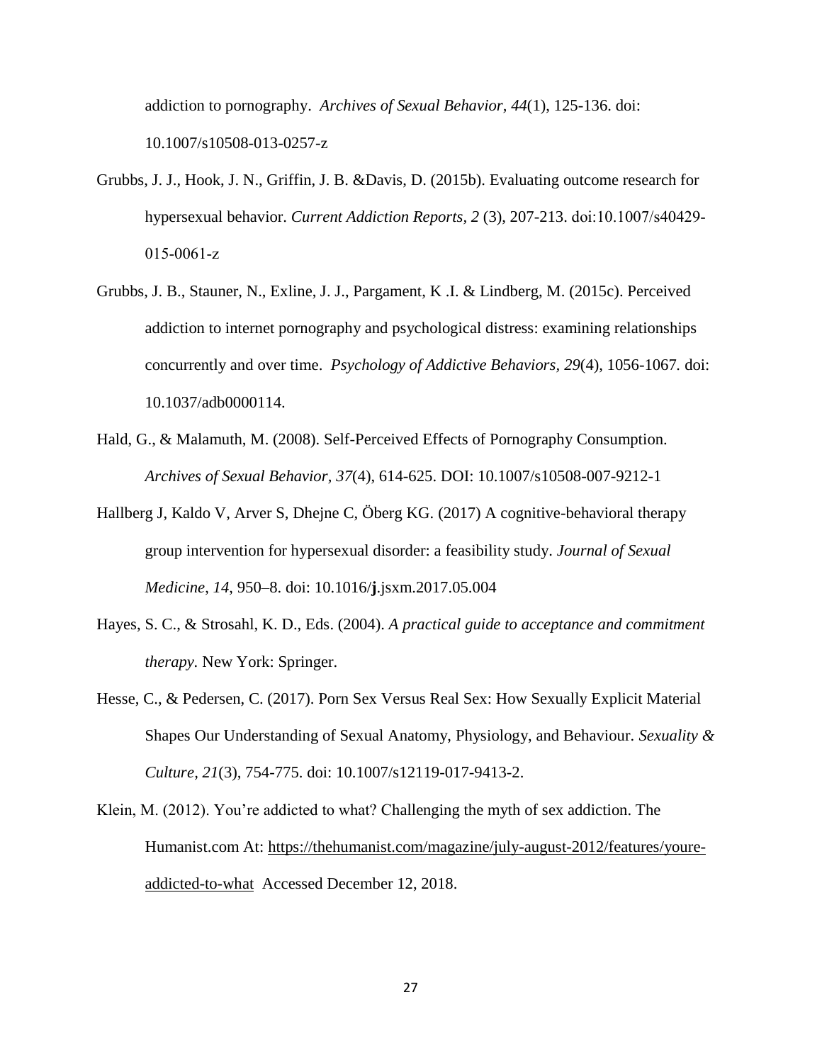addiction to pornography. *Archives of Sexual Behavior, 44*(1), 125-136. doi: 10.1007/s10508-013-0257-z

Grubbs, J. J., Hook, J. N., Griffin, J. B. &Davis, D. (2015b). Evaluating outcome research for hypersexual behavior. *Current Addiction Reports, 2* (3), 207-213. doi:10.1007/s40429-015-0061-z

Grubbs, J. B., Stauner, N., Exline, J. J., Pargament, K .I. & Lindberg, M. (2015c). Perceived addiction to internet pornography and psychological distress: examining relationships concurrently and over time. *Psychology of Addictive Behaviors, 29*(4), 1056-1067. doi: 10.1037/adb0000114.

Hald, G., & Malamuth, M. (2008). Self-Perceived Effects of Pornography Consumption. *Archives of Sexual Behavior, 37*(4), 614-625. DOI: 10.1007/s10508-007-9212-1

Hallberg J, Kaldo V, Arver S, Dhejne C, Öberg KG. (2017) A cognitive-behavioral therapy group intervention for hypersexual disorder: a feasibility study. *Journal of Sexual Medicine*, *14*, 950–8. doi: 10.1016/**j**.jsxm.2017.05.004

Hayes, S. C., & Strosahl, K. D., Eds. (2004). *A practical guide to acceptance and commitment therapy*. New York: Springer.

Hesse, C., & Pedersen, C. (2017). Porn Sex Versus Real Sex: How Sexually Explicit Material Shapes Our Understanding of Sexual Anatomy, Physiology, and Behaviour. *Sexuality & Culture, 21*(3), 754-775. doi: 10.1007/s12119-017-9413-2.

Klein, M. (2012). You're addicted to what? Challenging the myth of sex addiction. The Humanist.com At: https://thehumanist.com/magazine/july-august-2012/features/youre-addicted-to-what Accessed December 12, 2018.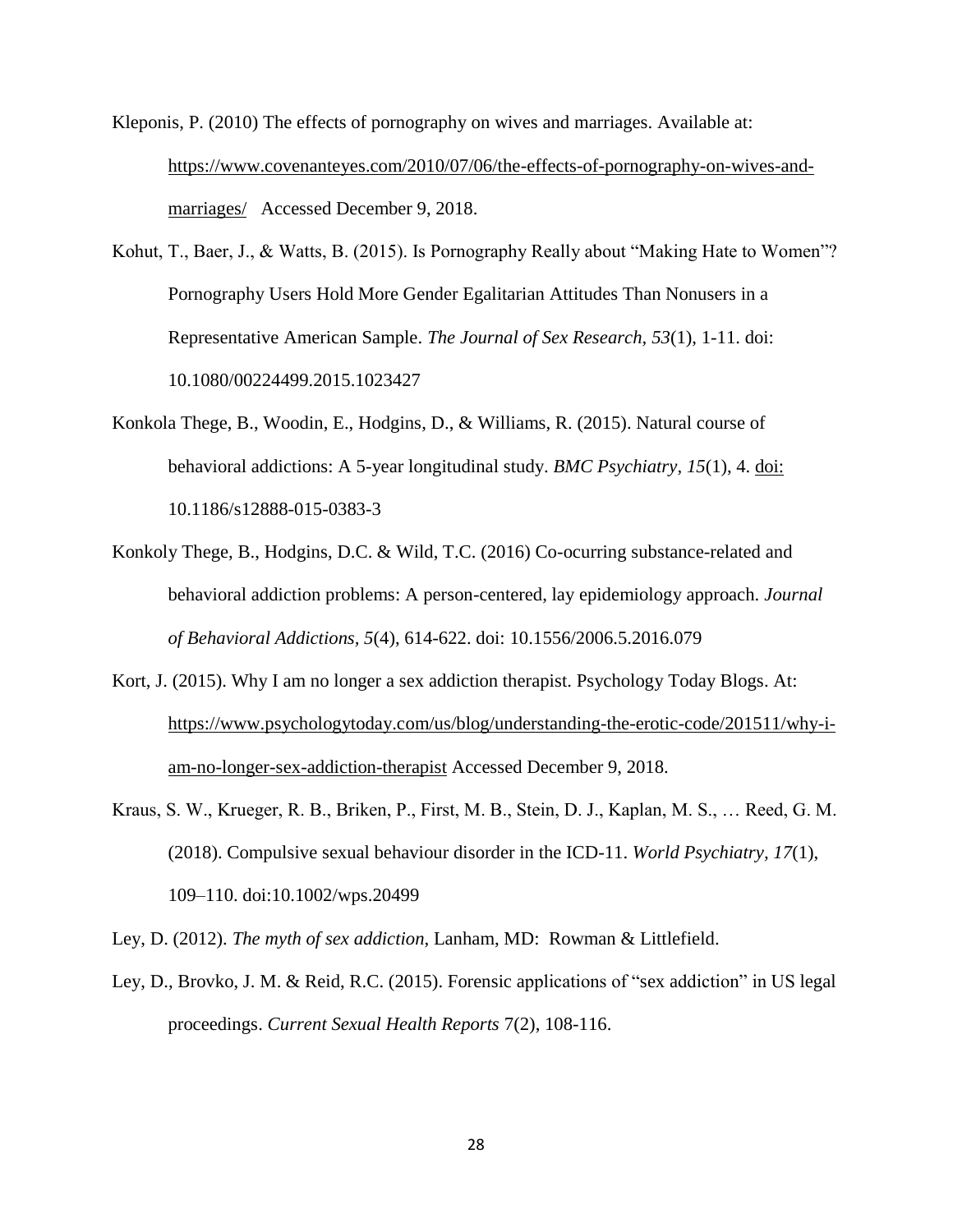Kleponis, P. (2010) The effects of pornography on wives and marriages. Available at: https://www.covenanteyes.com/2010/07/06/the-effects-of-pornography-on-wives-and-marriages/ Accessed December 9, 2018.

Kohut, T., Baer, J., & Watts, B. (2015). Is Pornography Really about "Making Hate to Women"? Pornography Users Hold More Gender Egalitarian Attitudes Than Nonusers in a Representative American Sample. *The Journal of Sex Research*, *53*(1), 1-11. doi: 10.1080/00224499.2015.1023427

Konkola Thege, B., Woodin, E., Hodgins, D., & Williams, R. (2015). Natural course of behavioral addictions: A 5-year longitudinal study. *BMC Psychiatry*, *15*(1), 4. doi: 10.1186/s12888-015-0383-3

Konkoly Thege, B., Hodgins, D.C. & Wild, T.C. (2016) Co-ocurring substance-related and behavioral addiction problems: A person-centered, lay epidemiology approach. *Journal of Behavioral Addictions*, *5*(4), 614-622. doi: 10.1556/2006.5.2016.079

Kort, J. (2015). Why I am no longer a sex addiction therapist. Psychology Today Blogs. At: https://www.psychologytoday.com/us/blog/understanding-the-erotic-code/201511/why-i-am-no-longer-sex-addiction-therapist Accessed December 9, 2018.

Kraus, S. W., Krueger, R. B., Briken, P., First, M. B., Stein, D. J., Kaplan, M. S., … Reed, G. M. (2018). Compulsive sexual behaviour disorder in the ICD-11. *World Psychiatry*, *17*(1), 109–110. doi:10.1002/wps.20499

Ley, D. (2012). *The myth of sex addiction*, Lanham, MD: Rowman & Littlefield.

Ley, D., Brovko, J. M. & Reid, R.C. (2015). Forensic applications of "sex addiction" in US legal proceedings. *Current Sexual Health Reports* 7(2), 108-116.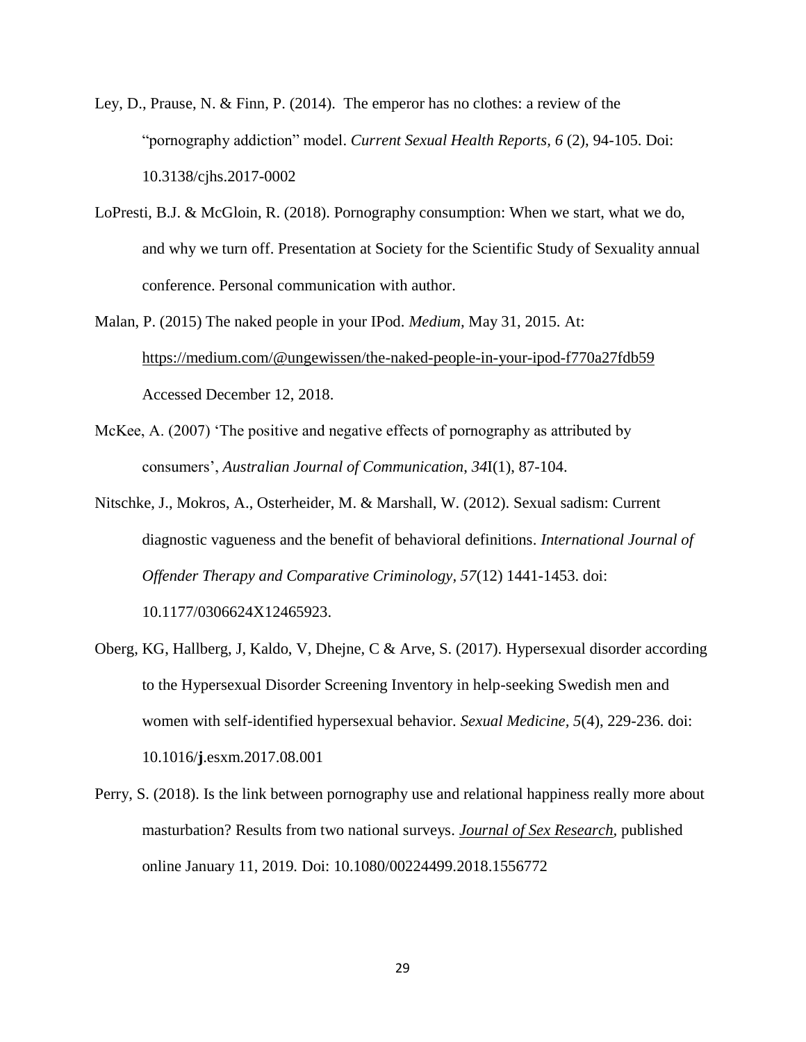Ley, D., Prause, N. & Finn, P. (2014). The emperor has no clothes: a review of the "pornography addiction" model. *Current Sexual Health Reports, 6* (2), 94-105. Doi: 10.3138/cjhs.2017-0002

LoPresti, B.J. & McGloin, R. (2018). Pornography consumption: When we start, what we do, and why we turn off. Presentation at Society for the Scientific Study of Sexuality annual conference. Personal communication with author.

Malan, P. (2015) The naked people in your IPod. *Medium,* May 31, 2015. At: https://medium.com/@ungewissen/the-naked-people-in-your-ipod-f770a27fdb59 Accessed December 12, 2018.

McKee, A. (2007) 'The positive and negative effects of pornography as attributed by consumers', *Australian Journal of Communication*, *34*I(1), 87-104.

Nitschke, J., Mokros, A., Osterheider, M. & Marshall, W. (2012). Sexual sadism: Current diagnostic vagueness and the benefit of behavioral definitions. *International Journal of Offender Therapy and Comparative Criminology, 57*(12) 1441-1453. doi: 10.1177/0306624X12465923.

Oberg, KG, Hallberg, J, Kaldo, V, Dhejne, C & Arve, S. (2017). Hypersexual disorder according to the Hypersexual Disorder Screening Inventory in help-seeking Swedish men and women with self-identified hypersexual behavior. *Sexual Medicine, 5*(4), 229-236. doi: 10.1016/**j**.esxm.2017.08.001

Perry, S. (2018). Is the link between pornography use and relational happiness really more about masturbation? Results from two national surveys. *Journal of Sex Research*, published online January 11, 2019. Doi: 10.1080/00224499.2018.1556772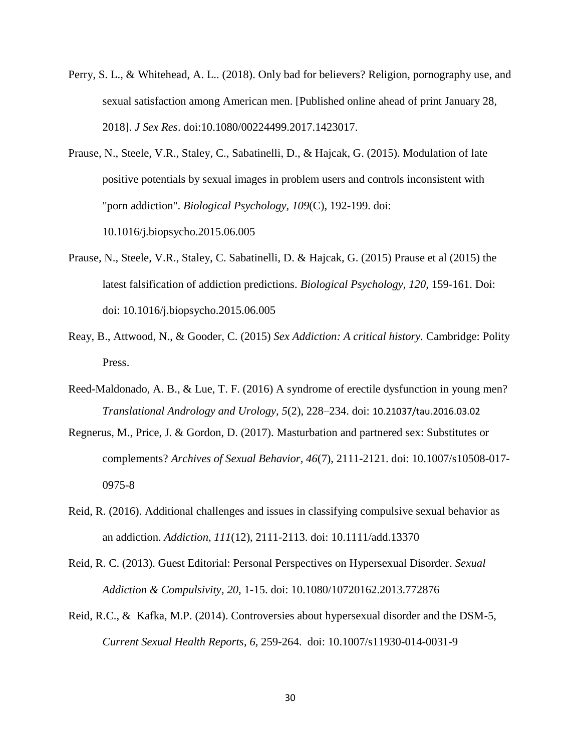Perry, S. L., & Whitehead, A. L.. (2018). Only bad for believers? Religion, pornography use, and sexual satisfaction among American men. [Published online ahead of print January 28, 2018]. *J Sex Res*. doi:10.1080/00224499.2017.1423017.

Prause, N., Steele, V.R., Staley, C., Sabatinelli, D., & Hajcak, G. (2015). Modulation of late positive potentials by sexual images in problem users and controls inconsistent with "porn addiction". *Biological Psychology, 109*(C), 192-199. doi: 10.1016/j.biopsycho.2015.06.005

Prause, N., Steele, V.R., Staley, C. Sabatinelli, D. & Hajcak, G. (2015) Prause et al (2015) the latest falsification of addiction predictions. *Biological Psychology, 120,* 159-161. Doi: doi: 10.1016/j.biopsycho.2015.06.005

Reay, B., Attwood, N., & Gooder, C. (2015) *Sex Addiction: A critical history.* Cambridge: Polity Press.

Reed-Maldonado, A. B., & Lue, T. F. (2016) A syndrome of erectile dysfunction in young men? *Translational Andrology and Urology, 5*(2), 228–234. doi: 10.21037/tau.2016.03.02

Regnerus, M., Price, J. & Gordon, D. (2017). Masturbation and partnered sex: Substitutes or complements? *Archives of Sexual Behavior, 46*(7), 2111-2121. doi: 10.1007/s10508-017-0975-8

Reid, R. (2016). Additional challenges and issues in classifying compulsive sexual behavior as an addiction. *Addiction, 111*(12), 2111-2113. doi: 10.1111/add.13370

Reid, R. C. (2013). Guest Editorial: Personal Perspectives on Hypersexual Disorder. *Sexual Addiction & Compulsivity, 20,* 1-15. doi: 10.1080/10720162.2013.772876

Reid, R.C., & Kafka, M.P. (2014). Controversies about hypersexual disorder and the DSM-5, *Current Sexual Health Reports, 6*, 259-264. doi: 10.1007/s11930-014-0031-9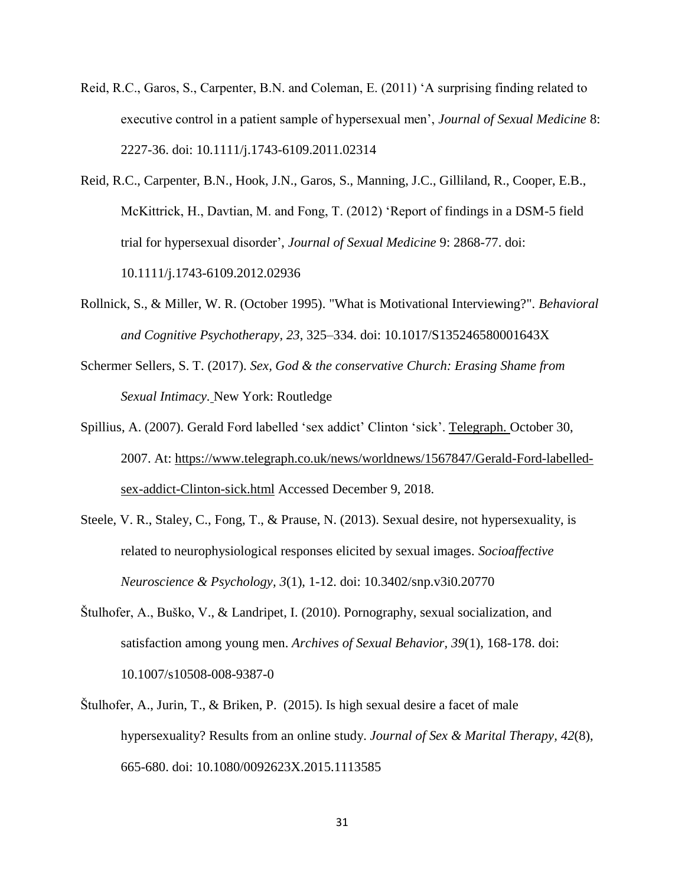Reid, R.C., Garos, S., Carpenter, B.N. and Coleman, E. (2011) 'A surprising finding related to executive control in a patient sample of hypersexual men', *Journal of Sexual Medicine* 8: 2227-36. doi: 10.1111/j.1743-6109.2011.02314

Reid, R.C., Carpenter, B.N., Hook, J.N., Garos, S., Manning, J.C., Gilliland, R., Cooper, E.B., McKittrick, H., Davtian, M. and Fong, T. (2012) 'Report of findings in a DSM-5 field trial for hypersexual disorder', *Journal of Sexual Medicine* 9: 2868-77. doi: 10.1111/j.1743-6109.2012.02936

Rollnick, S., & Miller, W. R. (October 1995). "What is Motivational Interviewing?". *Behavioral and Cognitive Psychotherapy, 23*, 325–334. doi: 10.1017/S135246580001643X

Schermer Sellers, S. T. (2017). *Sex, God & the conservative Church: Erasing Shame from Sexual Intimacy.* New York: Routledge

Spillius, A. (2007). Gerald Ford labelled 'sex addict' Clinton 'sick'. Telegraph. October 30, 2007. At: https://www.telegraph.co.uk/news/worldnews/1567847/Gerald-Ford-labelled-sex-addict-Clinton-sick.html Accessed December 9, 2018.

Steele, V. R., Staley, C., Fong, T., & Prause, N. (2013). Sexual desire, not hypersexuality, is related to neurophysiological responses elicited by sexual images. *Socioaffective Neuroscience & Psychology, 3*(1), 1-12. doi: 10.3402/snp.v3i0.20770

Štulhofer, A., Buško, V., & Landripet, I. (2010). Pornography, sexual socialization, and satisfaction among young men. *Archives of Sexual Behavior, 39*(1), 168-178. doi: 10.1007/s10508-008-9387-0

Štulhofer, A., Jurin, T., & Briken, P. (2015). Is high sexual desire a facet of male hypersexuality? Results from an online study. *Journal of Sex & Marital Therapy, 42*(8), 665-680. doi: 10.1080/0092623X.2015.1113585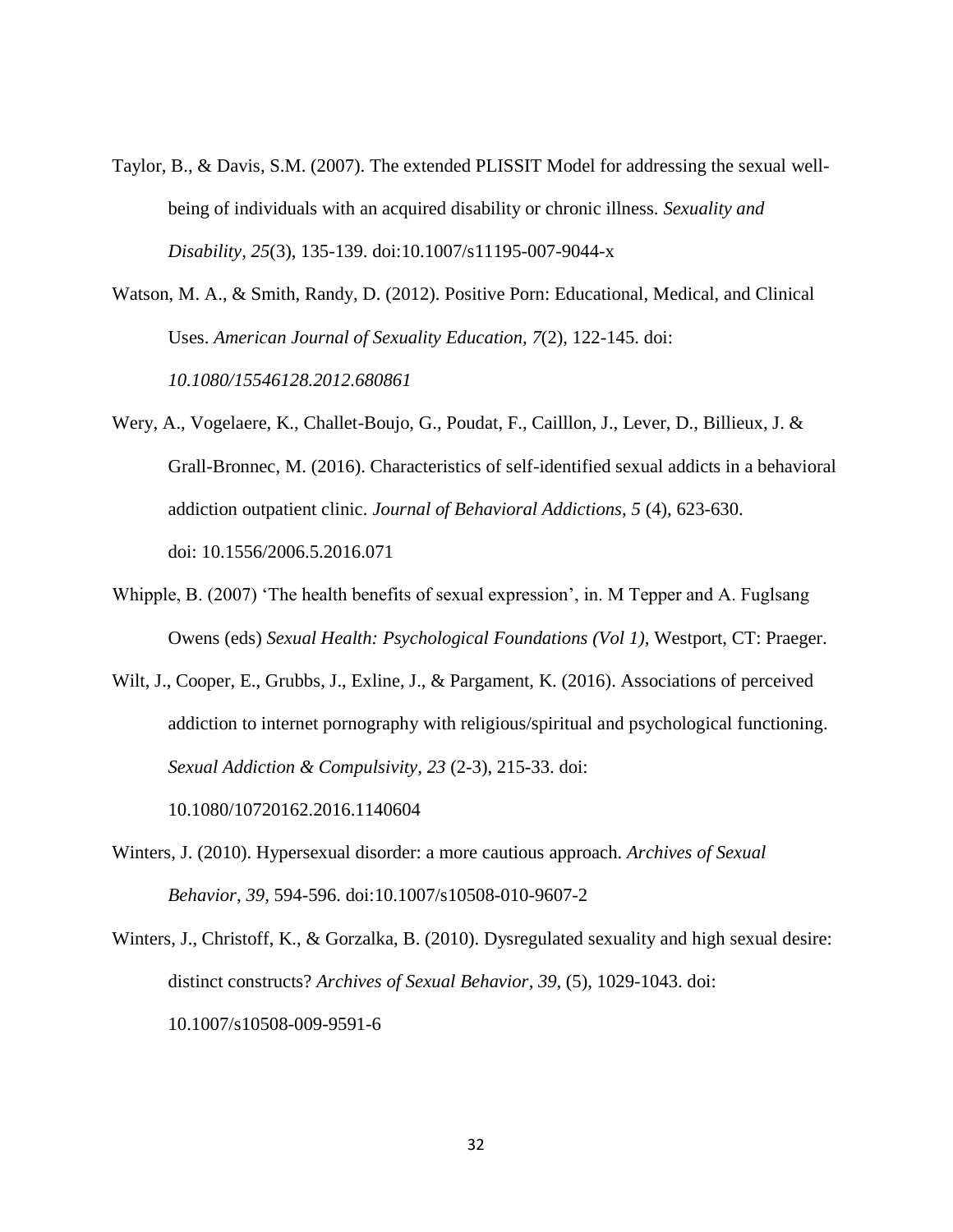Taylor, B., & Davis, S.M. (2007). The extended PLISSIT Model for addressing the sexual well-being of individuals with an acquired disability or chronic illness. *Sexuality and Disability, 25*(3), 135-139. doi:10.1007/s11195-007-9044-x

Watson, M. A., & Smith, Randy, D. (2012). Positive Porn: Educational, Medical, and Clinical Uses. *American Journal of Sexuality Education, 7*(2), 122-145. doi: *10.1080/15546128.2012.680861*

Wery, A., Vogelaere, K., Challet-Boujo, G., Poudat, F., Cailllon, J., Lever, D., Billieux, J. & Grall-Bronnec, M. (2016). Characteristics of self-identified sexual addicts in a behavioral addiction outpatient clinic. *Journal of Behavioral Addictions, 5* (4), 623-630. doi: 10.1556/2006.5.2016.071

Whipple, B. (2007) 'The health benefits of sexual expression', in. M Tepper and A. Fuglsang Owens (eds) *Sexual Health: Psychological Foundations (Vol 1),* Westport, CT: Praeger.

Wilt, J., Cooper, E., Grubbs, J., Exline, J., & Pargament, K. (2016). Associations of perceived addiction to internet pornography with religious/spiritual and psychological functioning. *Sexual Addiction & Compulsivity, 23* (2-3), 215-33. doi: 10.1080/10720162.2016.1140604

Winters, J. (2010). Hypersexual disorder: a more cautious approach. *Archives of Sexual Behavior*, *39,* 594-596. doi:10.1007/s10508-010-9607-2

Winters, J., Christoff, K., & Gorzalka, B. (2010). Dysregulated sexuality and high sexual desire: distinct constructs? *Archives of Sexual Behavior*, *39*, (5), 1029-1043. doi: 10.1007/s10508-009-9591-6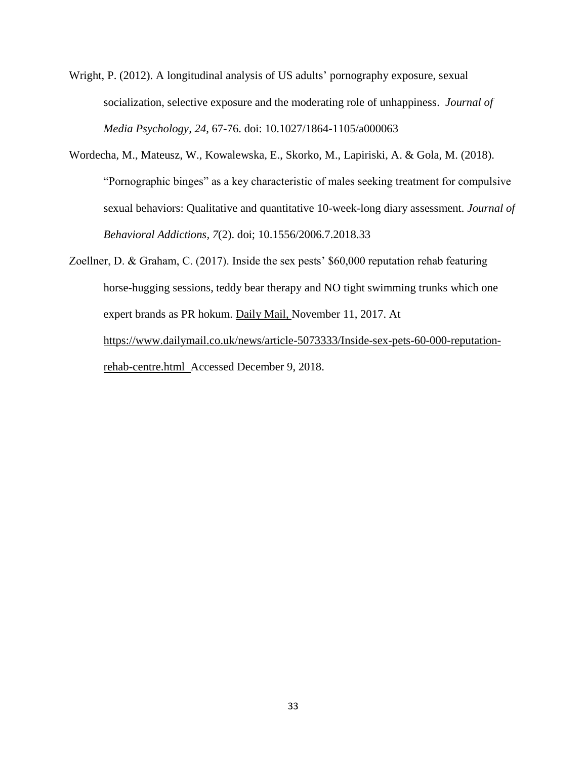Wright, P. (2012). A longitudinal analysis of US adults' pornography exposure, sexual socialization, selective exposure and the moderating role of unhappiness. *Journal of Media Psychology, 24,* 67-76. doi: 10.1027/1864-1105/a000063

Wordecha, M., Mateusz, W., Kowalewska, E., Skorko, M., Lapiriski, A. & Gola, M. (2018). "Pornographic binges" as a key characteristic of males seeking treatment for compulsive sexual behaviors: Qualitative and quantitative 10-week-long diary assessment. *Journal of Behavioral Addictions, 7*(2). doi; 10.1556/2006.7.2018.33

Zoellner, D. & Graham, C. (2017). Inside the sex pests' $60,000 reputation rehab featuring horse-hugging sessions, teddy bear therapy and NO tight swimming trunks which one expert brands as PR hokum. Daily Mail, November 11, 2017. At https://www.dailymail.co.uk/news/article-5073333/Inside-sex-pets-60-000-reputation-rehab-centre.html Accessed December 9, 2018.